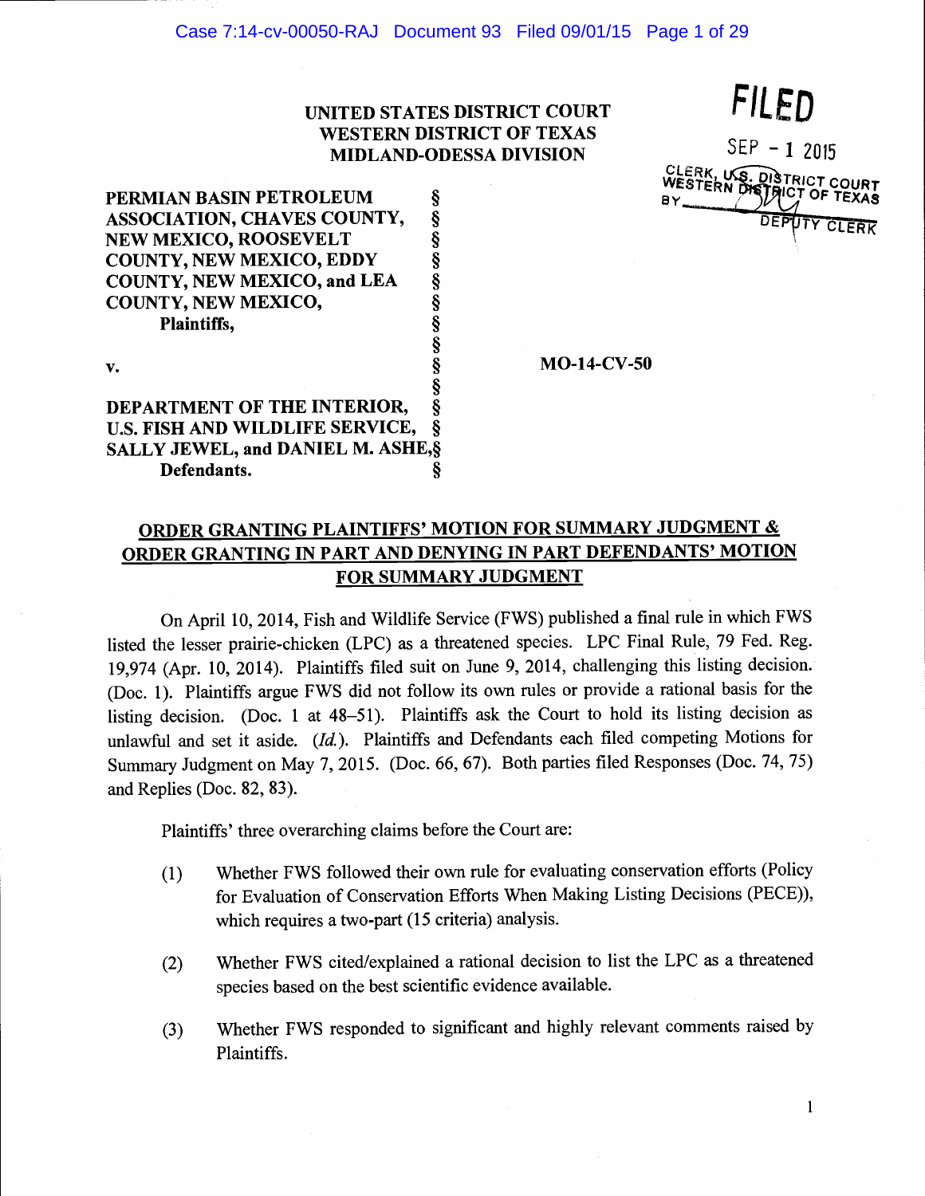**UNITED STATES DISTRICT COURT**
**WESTERN DISTRICT OF TEXAS**
**MIDLAND-ODESSA DIVISION**

FILED
SEP - 1 2015
CLERK, U.S. DISTRICT COURT
WESTERN DISTRICT OF TEXAS
BY ______ DEPUTY CLERK

| | | |
|---|---|---|
| **PERMIAN BASIN PETROLEUM ASSOCIATION, CHAVES COUNTY, NEW MEXICO, ROOSEVELT COUNTY, NEW MEXICO, EDDY COUNTY, NEW MEXICO, and LEA COUNTY, NEW MEXICO,** **Plaintiffs,** | § | |
| **v.** | § | **MO-14-CV-50** |
| **DEPARTMENT OF THE INTERIOR, U.S. FISH AND WILDLIFE SERVICE, SALLY JEWEL, and DANIEL M. ASHE,** **Defendants.** | § | |

## ORDER GRANTING PLAINTIFFS' MOTION FOR SUMMARY JUDGMENT & ORDER GRANTING IN PART AND DENYING IN PART DEFENDANTS' MOTION FOR SUMMARY JUDGMENT

On April 10, 2014, Fish and Wildlife Service (FWS) published a final rule in which FWS listed the lesser prairie-chicken (LPC) as a threatened species. LPC Final Rule, 79 Fed. Reg. 19,974 (Apr. 10, 2014). Plaintiffs filed suit on June 9, 2014, challenging this listing decision. (Doc. 1). Plaintiffs argue FWS did not follow its own rules or provide a rational basis for the listing decision. (Doc. 1 at 48–51). Plaintiffs ask the Court to hold its listing decision as unlawful and set it aside. (*Id.*). Plaintiffs and Defendants each filed competing Motions for Summary Judgment on May 7, 2015. (Doc. 66, 67). Both parties filed Responses (Doc. 74, 75) and Replies (Doc. 82, 83).

Plaintiffs' three overarching claims before the Court are:

(1) Whether FWS followed their own rule for evaluating conservation efforts (Policy for Evaluation of Conservation Efforts When Making Listing Decisions (PECE)), which requires a two-part (15 criteria) analysis.

(2) Whether FWS cited/explained a rational decision to list the LPC as a threatened species based on the best scientific evidence available.

(3) Whether FWS responded to significant and highly relevant comments raised by Plaintiffs.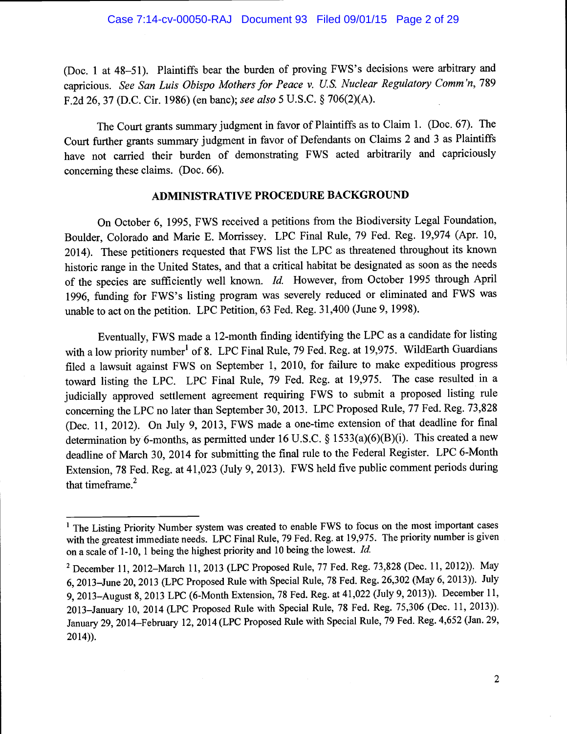(Doc. 1 at 48–51). Plaintiffs bear the burden of proving FWS's decisions were arbitrary and capricious. *See San Luis Obispo Mothers for Peace v. U.S. Nuclear Regulatory Comm'n*, 789 F.2d 26, 37 (D.C. Cir. 1986) (en banc); *see also* 5 U.S.C. § 706(2)(A).

The Court grants summary judgment in favor of Plaintiffs as to Claim 1. (Doc. 67). The Court further grants summary judgment in favor of Defendants on Claims 2 and 3 as Plaintiffs have not carried their burden of demonstrating FWS acted arbitrarily and capriciously concerning these claims. (Doc. 66).

## ADMINISTRATIVE PROCEDURE BACKGROUND

On October 6, 1995, FWS received a petitions from the Biodiversity Legal Foundation, Boulder, Colorado and Marie E. Morrissey. LPC Final Rule, 79 Fed. Reg. 19,974 (Apr. 10, 2014). These petitioners requested that FWS list the LPC as threatened throughout its known historic range in the United States, and that a critical habitat be designated as soon as the needs of the species are sufficiently well known. *Id.* However, from October 1995 through April 1996, funding for FWS's listing program was severely reduced or eliminated and FWS was unable to act on the petition. LPC Petition, 63 Fed. Reg. 31,400 (June 9, 1998).

Eventually, FWS made a 12-month finding identifying the LPC as a candidate for listing with a low priority number[1] of 8. LPC Final Rule, 79 Fed. Reg. at 19,975. WildEarth Guardians filed a lawsuit against FWS on September 1, 2010, for failure to make expeditious progress toward listing the LPC. LPC Final Rule, 79 Fed. Reg. at 19,975. The case resulted in a judicially approved settlement agreement requiring FWS to submit a proposed listing rule concerning the LPC no later than September 30, 2013. LPC Proposed Rule, 77 Fed. Reg. 73,828 (Dec. 11, 2012). On July 9, 2013, FWS made a one-time extension of that deadline for final determination by 6-months, as permitted under 16 U.S.C. § 1533(a)(6)(B)(i). This created a new deadline of March 30, 2014 for submitting the final rule to the Federal Register. LPC 6-Month Extension, 78 Fed. Reg. at 41,023 (July 9, 2013). FWS held five public comment periods during that timeframe.[2]

---

[1] The Listing Priority Number system was created to enable FWS to focus on the most important cases with the greatest immediate needs. LPC Final Rule, 79 Fed. Reg. at 19,975. The priority number is given on a scale of 1-10, 1 being the highest priority and 10 being the lowest. *Id.*

[2] December 11, 2012–March 11, 2013 (LPC Proposed Rule, 77 Fed. Reg. 73,828 (Dec. 11, 2012)). May 6, 2013–June 20, 2013 (LPC Proposed Rule with Special Rule, 78 Fed. Reg. 26,302 (May 6, 2013)). July 9, 2013–August 8, 2013 LPC (6-Month Extension, 78 Fed. Reg. at 41,022 (July 9, 2013)). December 11, 2013–January 10, 2014 (LPC Proposed Rule with Special Rule, 78 Fed. Reg. 75,306 (Dec. 11, 2013)). January 29, 2014–February 12, 2014 (LPC Proposed Rule with Special Rule, 79 Fed. Reg. 4,652 (Jan. 29, 2014)).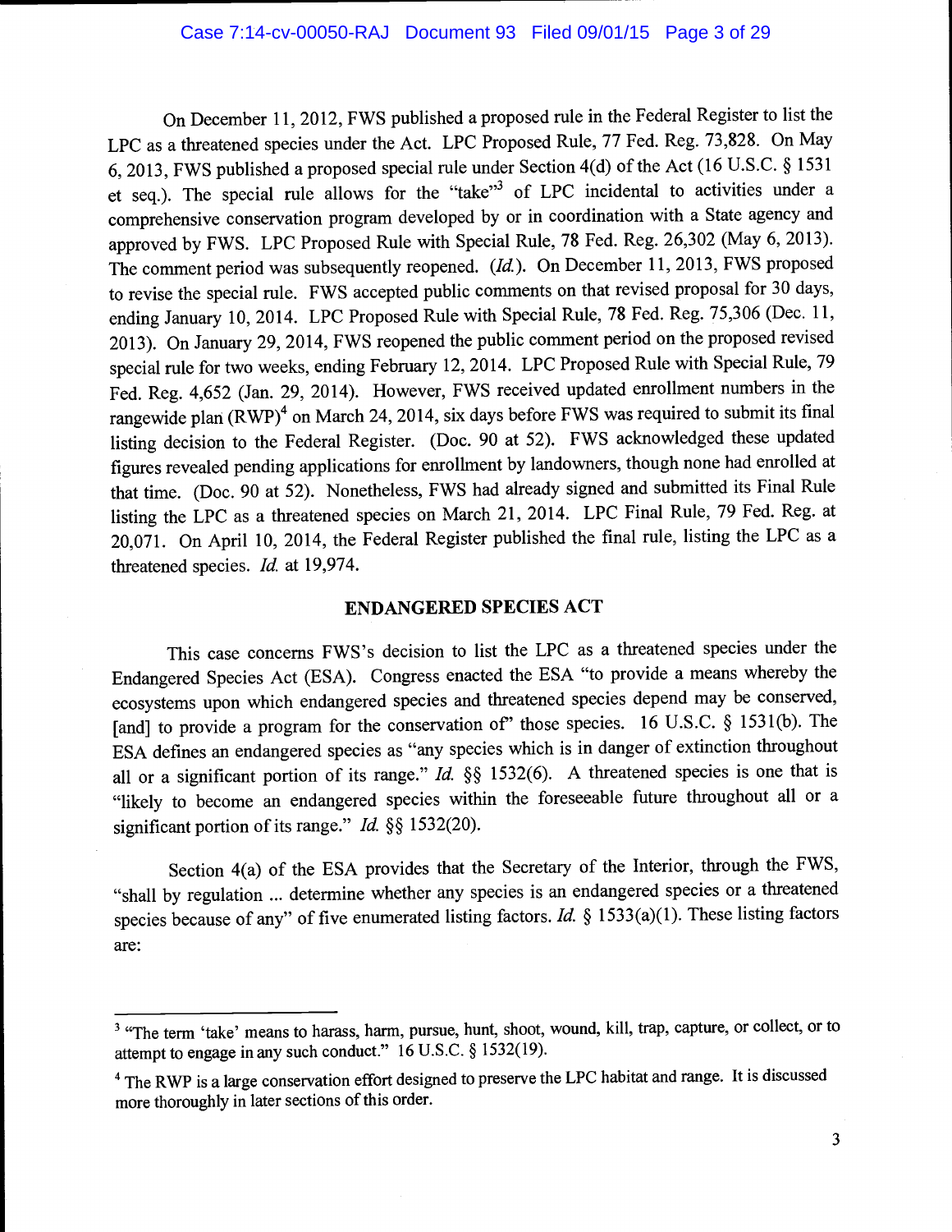On December 11, 2012, FWS published a proposed rule in the Federal Register to list the LPC as a threatened species under the Act. LPC Proposed Rule, 77 Fed. Reg. 73,828. On May 6, 2013, FWS published a proposed special rule under Section 4(d) of the Act (16 U.S.C. § 1531 et seq.). The special rule allows for the "take"[3] of LPC incidental to activities under a comprehensive conservation program developed by or in coordination with a State agency and approved by FWS. LPC Proposed Rule with Special Rule, 78 Fed. Reg. 26,302 (May 6, 2013). The comment period was subsequently reopened. (*Id.*). On December 11, 2013, FWS proposed to revise the special rule. FWS accepted public comments on that revised proposal for 30 days, ending January 10, 2014. LPC Proposed Rule with Special Rule, 78 Fed. Reg. 75,306 (Dec. 11, 2013). On January 29, 2014, FWS reopened the public comment period on the proposed revised special rule for two weeks, ending February 12, 2014. LPC Proposed Rule with Special Rule, 79 Fed. Reg. 4,652 (Jan. 29, 2014). However, FWS received updated enrollment numbers in the rangewide plan (RWP)[4] on March 24, 2014, six days before FWS was required to submit its final listing decision to the Federal Register. (Doc. 90 at 52). FWS acknowledged these updated figures revealed pending applications for enrollment by landowners, though none had enrolled at that time. (Doc. 90 at 52). Nonetheless, FWS had already signed and submitted its Final Rule listing the LPC as a threatened species on March 21, 2014. LPC Final Rule, 79 Fed. Reg. at 20,071. On April 10, 2014, the Federal Register published the final rule, listing the LPC as a threatened species. *Id.* at 19,974.

## ENDANGERED SPECIES ACT

This case concerns FWS's decision to list the LPC as a threatened species under the Endangered Species Act (ESA). Congress enacted the ESA "to provide a means whereby the ecosystems upon which endangered species and threatened species depend may be conserved, [and] to provide a program for the conservation of" those species. 16 U.S.C. § 1531(b). The ESA defines an endangered species as "any species which is in danger of extinction throughout all or a significant portion of its range." *Id.* §§ 1532(6). A threatened species is one that is "likely to become an endangered species within the foreseeable future throughout all or a significant portion of its range." *Id.* §§ 1532(20).

Section 4(a) of the ESA provides that the Secretary of the Interior, through the FWS, "shall by regulation ... determine whether any species is an endangered species or a threatened species because of any" of five enumerated listing factors. *Id.* § 1533(a)(1). These listing factors are:

---

[3] "The term 'take' means to harass, harm, pursue, hunt, shoot, wound, kill, trap, capture, or collect, or to attempt to engage in any such conduct." 16 U.S.C. § 1532(19).

[4] The RWP is a large conservation effort designed to preserve the LPC habitat and range. It is discussed more thoroughly in later sections of this order.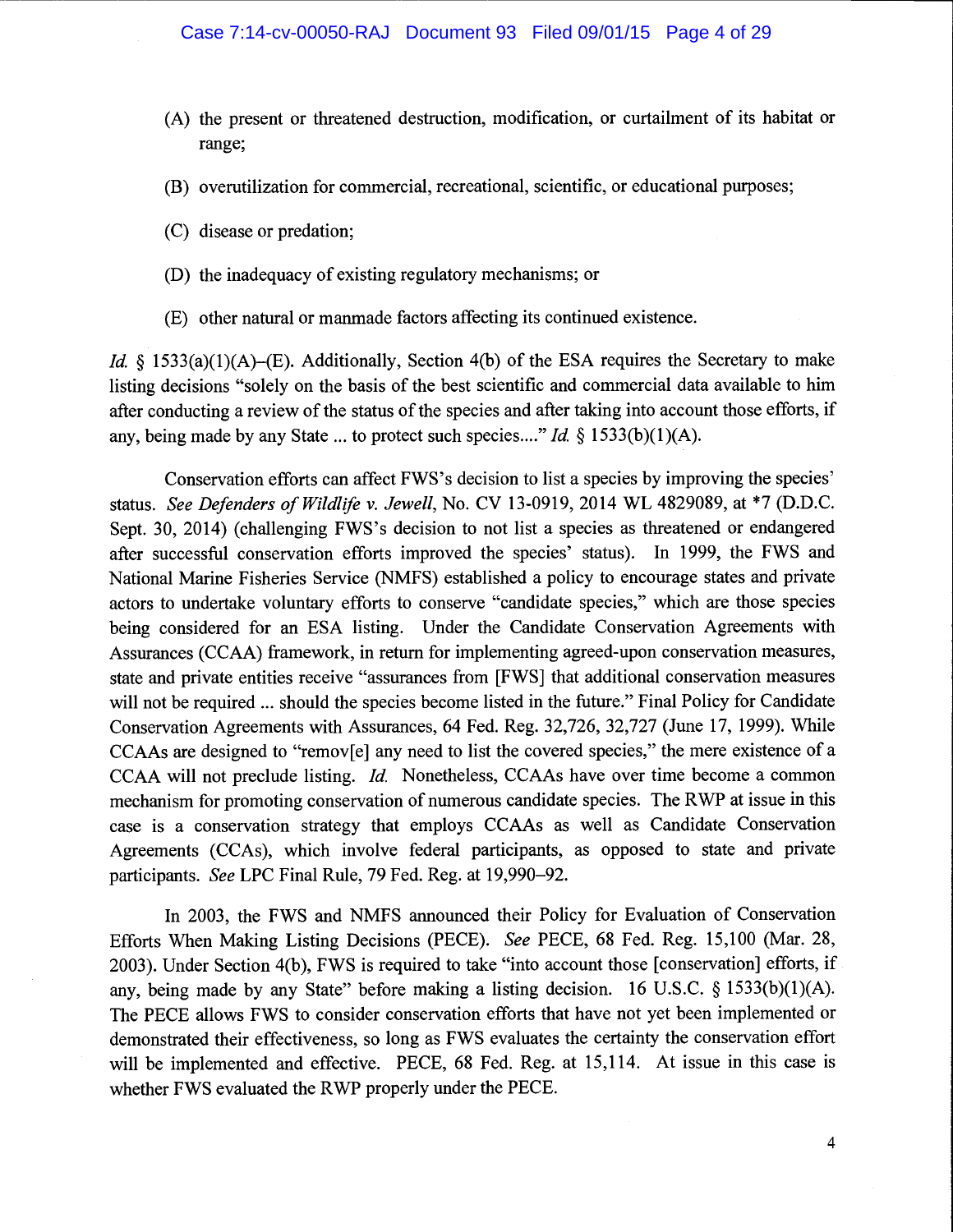(A) the present or threatened destruction, modification, or curtailment of its habitat or range;

(B) overutilization for commercial, recreational, scientific, or educational purposes;

(C) disease or predation;

(D) the inadequacy of existing regulatory mechanisms; or

(E) other natural or manmade factors affecting its continued existence.

*Id.* § 1533(a)(1)(A)–(E). Additionally, Section 4(b) of the ESA requires the Secretary to make listing decisions "solely on the basis of the best scientific and commercial data available to him after conducting a review of the status of the species and after taking into account those efforts, if any, being made by any State ... to protect such species...." *Id.* § 1533(b)(1)(A).

Conservation efforts can affect FWS's decision to list a species by improving the species' status. *See Defenders of Wildlife v. Jewell*, No. CV 13-0919, 2014 WL 4829089, at *7 (D.D.C. Sept. 30, 2014) (challenging FWS's decision to not list a species as threatened or endangered after successful conservation efforts improved the species' status). In 1999, the FWS and National Marine Fisheries Service (NMFS) established a policy to encourage states and private actors to undertake voluntary efforts to conserve "candidate species," which are those species being considered for an ESA listing. Under the Candidate Conservation Agreements with Assurances (CCAA) framework, in return for implementing agreed-upon conservation measures, state and private entities receive "assurances from [FWS] that additional conservation measures will not be required ... should the species become listed in the future." Final Policy for Candidate Conservation Agreements with Assurances, 64 Fed. Reg. 32,726, 32,727 (June 17, 1999). While CCAAs are designed to "remov[e] any need to list the covered species," the mere existence of a CCAA will not preclude listing. *Id.* Nonetheless, CCAAs have over time become a common mechanism for promoting conservation of numerous candidate species. The RWP at issue in this case is a conservation strategy that employs CCAAs as well as Candidate Conservation Agreements (CCAs), which involve federal participants, as opposed to state and private participants. *See* LPC Final Rule, 79 Fed. Reg. at 19,990–92.

In 2003, the FWS and NMFS announced their Policy for Evaluation of Conservation Efforts When Making Listing Decisions (PECE). *See* PECE, 68 Fed. Reg. 15,100 (Mar. 28, 2003). Under Section 4(b), FWS is required to take "into account those [conservation] efforts, if any, being made by any State" before making a listing decision. 16 U.S.C. § 1533(b)(1)(A). The PECE allows FWS to consider conservation efforts that have not yet been implemented or demonstrated their effectiveness, so long as FWS evaluates the certainty the conservation effort will be implemented and effective. PECE, 68 Fed. Reg. at 15,114. At issue in this case is whether FWS evaluated the RWP properly under the PECE.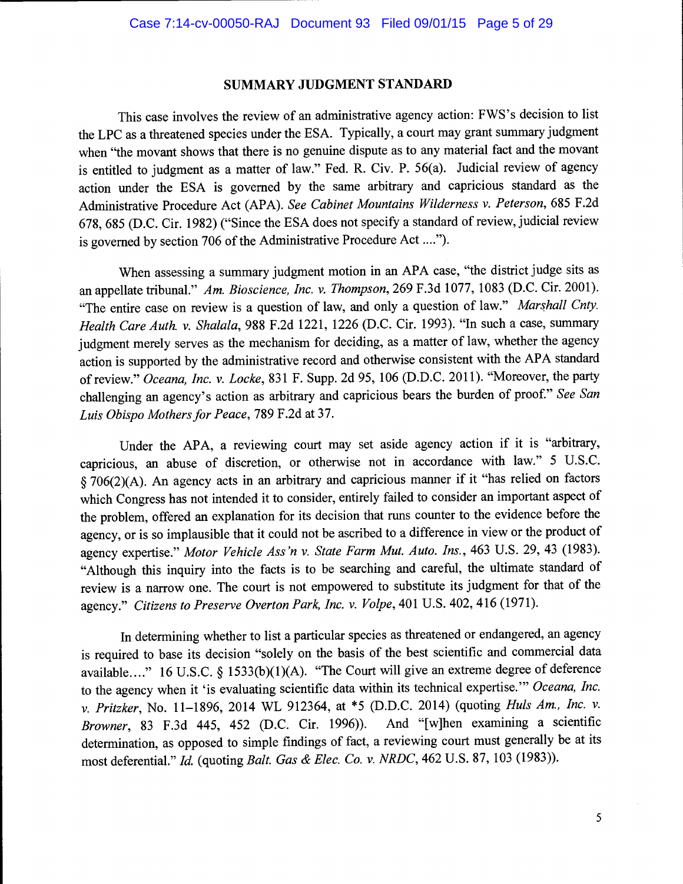## SUMMARY JUDGMENT STANDARD

This case involves the review of an administrative agency action: FWS's decision to list the LPC as a threatened species under the ESA. Typically, a court may grant summary judgment when "the movant shows that there is no genuine dispute as to any material fact and the movant is entitled to judgment as a matter of law." Fed. R. Civ. P. 56(a). Judicial review of agency action under the ESA is governed by the same arbitrary and capricious standard as the Administrative Procedure Act (APA). *See Cabinet Mountains Wilderness v. Peterson*, 685 F.2d 678, 685 (D.C. Cir. 1982) ("Since the ESA does not specify a standard of review, judicial review is governed by section 706 of the Administrative Procedure Act ....").

When assessing a summary judgment motion in an APA case, "the district judge sits as an appellate tribunal." *Am. Bioscience, Inc. v. Thompson*, 269 F.3d 1077, 1083 (D.C. Cir. 2001). "The entire case on review is a question of law, and only a question of law." *Marshall Cnty. Health Care Auth. v. Shalala*, 988 F.2d 1221, 1226 (D.C. Cir. 1993). "In such a case, summary judgment merely serves as the mechanism for deciding, as a matter of law, whether the agency action is supported by the administrative record and otherwise consistent with the APA standard of review." *Oceana, Inc. v. Locke*, 831 F. Supp. 2d 95, 106 (D.D.C. 2011). "Moreover, the party challenging an agency's action as arbitrary and capricious bears the burden of proof." *See San Luis Obispo Mothers for Peace*, 789 F.2d at 37.

Under the APA, a reviewing court may set aside agency action if it is "arbitrary, capricious, an abuse of discretion, or otherwise not in accordance with law." 5 U.S.C. § 706(2)(A). An agency acts in an arbitrary and capricious manner if it "has relied on factors which Congress has not intended it to consider, entirely failed to consider an important aspect of the problem, offered an explanation for its decision that runs counter to the evidence before the agency, or is so implausible that it could not be ascribed to a difference in view or the product of agency expertise." *Motor Vehicle Ass'n v. State Farm Mut. Auto. Ins.*, 463 U.S. 29, 43 (1983). "Although this inquiry into the facts is to be searching and careful, the ultimate standard of review is a narrow one. The court is not empowered to substitute its judgment for that of the agency." *Citizens to Preserve Overton Park, Inc. v. Volpe*, 401 U.S. 402, 416 (1971).

In determining whether to list a particular species as threatened or endangered, an agency is required to base its decision "solely on the basis of the best scientific and commercial data available...." 16 U.S.C. § 1533(b)(1)(A). "The Court will give an extreme degree of deference to the agency when it 'is evaluating scientific data within its technical expertise.'" *Oceana, Inc. v. Pritzker*, No. 11–1896, 2014 WL 912364, at *5 (D.D.C. 2014) (quoting *Huls Am., Inc. v. Browner*, 83 F.3d 445, 452 (D.C. Cir. 1996)). And "[w]hen examining a scientific determination, as opposed to simple findings of fact, a reviewing court must generally be at its most deferential." *Id.* (quoting *Balt. Gas & Elec. Co. v. NRDC*, 462 U.S. 87, 103 (1983)).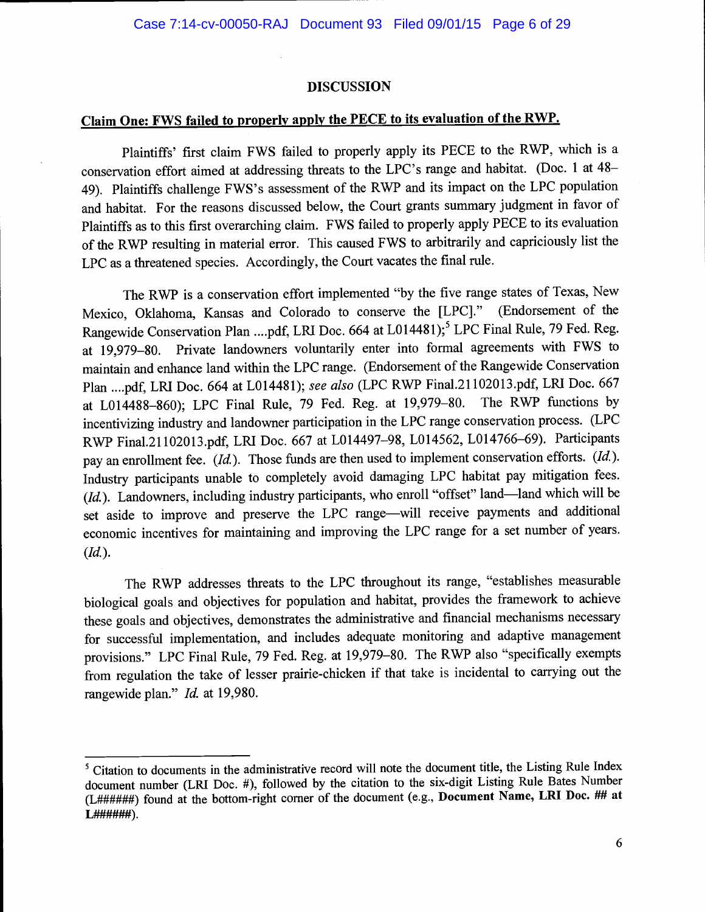## DISCUSSION

**Claim One: FWS failed to properly apply the PECE to its evaluation of the RWP.**

Plaintiffs' first claim FWS failed to properly apply its PECE to the RWP, which is a conservation effort aimed at addressing threats to the LPC's range and habitat. (Doc. 1 at 48–49). Plaintiffs challenge FWS's assessment of the RWP and its impact on the LPC population and habitat. For the reasons discussed below, the Court grants summary judgment in favor of Plaintiffs as to this first overarching claim. FWS failed to properly apply PECE to its evaluation of the RWP resulting in material error. This caused FWS to arbitrarily and capriciously list the LPC as a threatened species. Accordingly, the Court vacates the final rule.

The RWP is a conservation effort implemented "by the five range states of Texas, New Mexico, Oklahoma, Kansas and Colorado to conserve the [LPC]." (Endorsement of the Rangewide Conservation Plan ....pdf, LRI Doc. 664 at L014481);[5] LPC Final Rule, 79 Fed. Reg. at 19,979–80. Private landowners voluntarily enter into formal agreements with FWS to maintain and enhance land within the LPC range. (Endorsement of the Rangewide Conservation Plan ....pdf, LRI Doc. 664 at L014481); *see also* (LPC RWP Final.21102013.pdf, LRI Doc. 667 at L014488–860); LPC Final Rule, 79 Fed. Reg. at 19,979–80. The RWP functions by incentivizing industry and landowner participation in the LPC range conservation process. (LPC RWP Final.21102013.pdf, LRI Doc. 667 at L014497–98, L014562, L014766–69). Participants pay an enrollment fee. (*Id.*). Those funds are then used to implement conservation efforts. (*Id.*). Industry participants unable to completely avoid damaging LPC habitat pay mitigation fees. (*Id.*). Landowners, including industry participants, who enroll "offset" land—land which will be set aside to improve and preserve the LPC range—will receive payments and additional economic incentives for maintaining and improving the LPC range for a set number of years. (*Id.*).

The RWP addresses threats to the LPC throughout its range, "establishes measurable biological goals and objectives for population and habitat, provides the framework to achieve these goals and objectives, demonstrates the administrative and financial mechanisms necessary for successful implementation, and includes adequate monitoring and adaptive management provisions." LPC Final Rule, 79 Fed. Reg. at 19,979–80. The RWP also "specifically exempts from regulation the take of lesser prairie-chicken if that take is incidental to carrying out the rangewide plan." *Id.* at 19,980.

---

[5] Citation to documents in the administrative record will note the document title, the Listing Rule Index document number (LRI Doc. #), followed by the citation to the six-digit Listing Rule Bates Number (L######) found at the bottom-right corner of the document (e.g., **Document Name, LRI Doc. ## at L######**).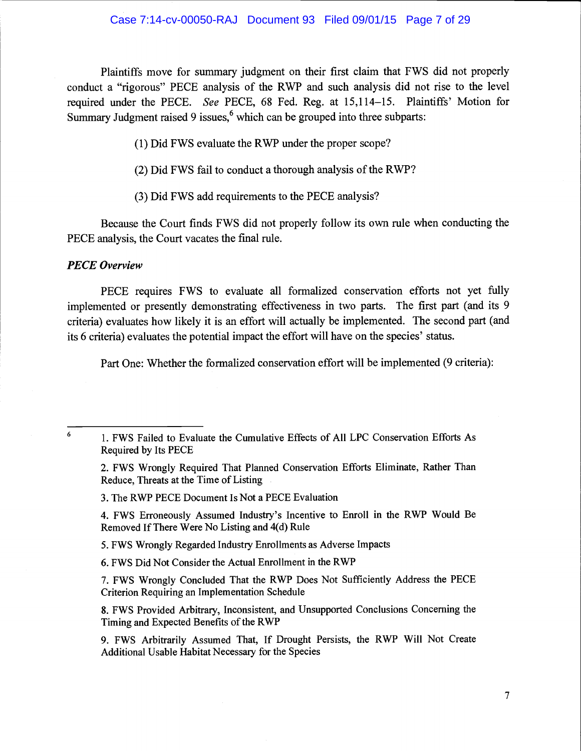Plaintiffs move for summary judgment on their first claim that FWS did not properly conduct a "rigorous" PECE analysis of the RWP and such analysis did not rise to the level required under the PECE. *See* PECE, 68 Fed. Reg. at 15,114–15. Plaintiffs' Motion for Summary Judgment raised 9 issues,[6] which can be grouped into three subparts:

(1) Did FWS evaluate the RWP under the proper scope?

(2) Did FWS fail to conduct a thorough analysis of the RWP?

(3) Did FWS add requirements to the PECE analysis?

Because the Court finds FWS did not properly follow its own rule when conducting the PECE analysis, the Court vacates the final rule.

***PECE Overview***

PECE requires FWS to evaluate all formalized conservation efforts not yet fully implemented or presently demonstrating effectiveness in two parts. The first part (and its 9 criteria) evaluates how likely it is an effort will actually be implemented. The second part (and its 6 criteria) evaluates the potential impact the effort will have on the species' status.

Part One: Whether the formalized conservation effort will be implemented (9 criteria):

---

[6] 1. FWS Failed to Evaluate the Cumulative Effects of All LPC Conservation Efforts As Required by Its PECE

2. FWS Wrongly Required That Planned Conservation Efforts Eliminate, Rather Than Reduce, Threats at the Time of Listing

3. The RWP PECE Document Is Not a PECE Evaluation

4. FWS Erroneously Assumed Industry's Incentive to Enroll in the RWP Would Be Removed If There Were No Listing and 4(d) Rule

5. FWS Wrongly Regarded Industry Enrollments as Adverse Impacts

6. FWS Did Not Consider the Actual Enrollment in the RWP

7. FWS Wrongly Concluded That the RWP Does Not Sufficiently Address the PECE Criterion Requiring an Implementation Schedule

8. FWS Provided Arbitrary, Inconsistent, and Unsupported Conclusions Concerning the Timing and Expected Benefits of the RWP

9. FWS Arbitrarily Assumed That, If Drought Persists, the RWP Will Not Create Additional Usable Habitat Necessary for the Species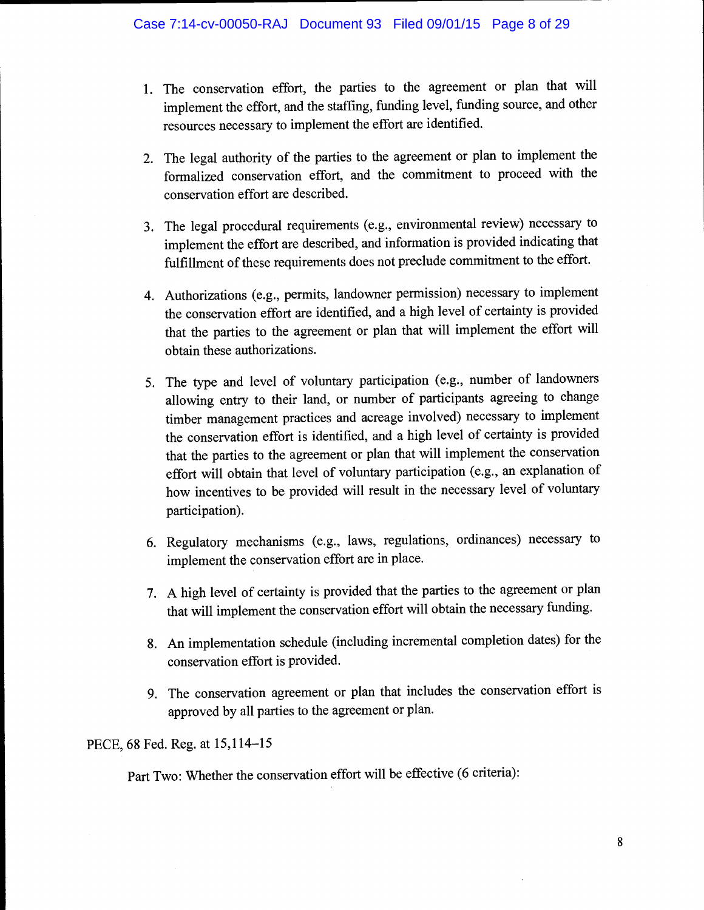1. The conservation effort, the parties to the agreement or plan that will implement the effort, and the staffing, funding level, funding source, and other resources necessary to implement the effort are identified.

2. The legal authority of the parties to the agreement or plan to implement the formalized conservation effort, and the commitment to proceed with the conservation effort are described.

3. The legal procedural requirements (e.g., environmental review) necessary to implement the effort are described, and information is provided indicating that fulfillment of these requirements does not preclude commitment to the effort.

4. Authorizations (e.g., permits, landowner permission) necessary to implement the conservation effort are identified, and a high level of certainty is provided that the parties to the agreement or plan that will implement the effort will obtain these authorizations.

5. The type and level of voluntary participation (e.g., number of landowners allowing entry to their land, or number of participants agreeing to change timber management practices and acreage involved) necessary to implement the conservation effort is identified, and a high level of certainty is provided that the parties to the agreement or plan that will implement the conservation effort will obtain that level of voluntary participation (e.g., an explanation of how incentives to be provided will result in the necessary level of voluntary participation).

6. Regulatory mechanisms (e.g., laws, regulations, ordinances) necessary to implement the conservation effort are in place.

7. A high level of certainty is provided that the parties to the agreement or plan that will implement the conservation effort will obtain the necessary funding.

8. An implementation schedule (including incremental completion dates) for the conservation effort is provided.

9. The conservation agreement or plan that includes the conservation effort is approved by all parties to the agreement or plan.

PECE, 68 Fed. Reg. at 15,114–15

Part Two: Whether the conservation effort will be effective (6 criteria):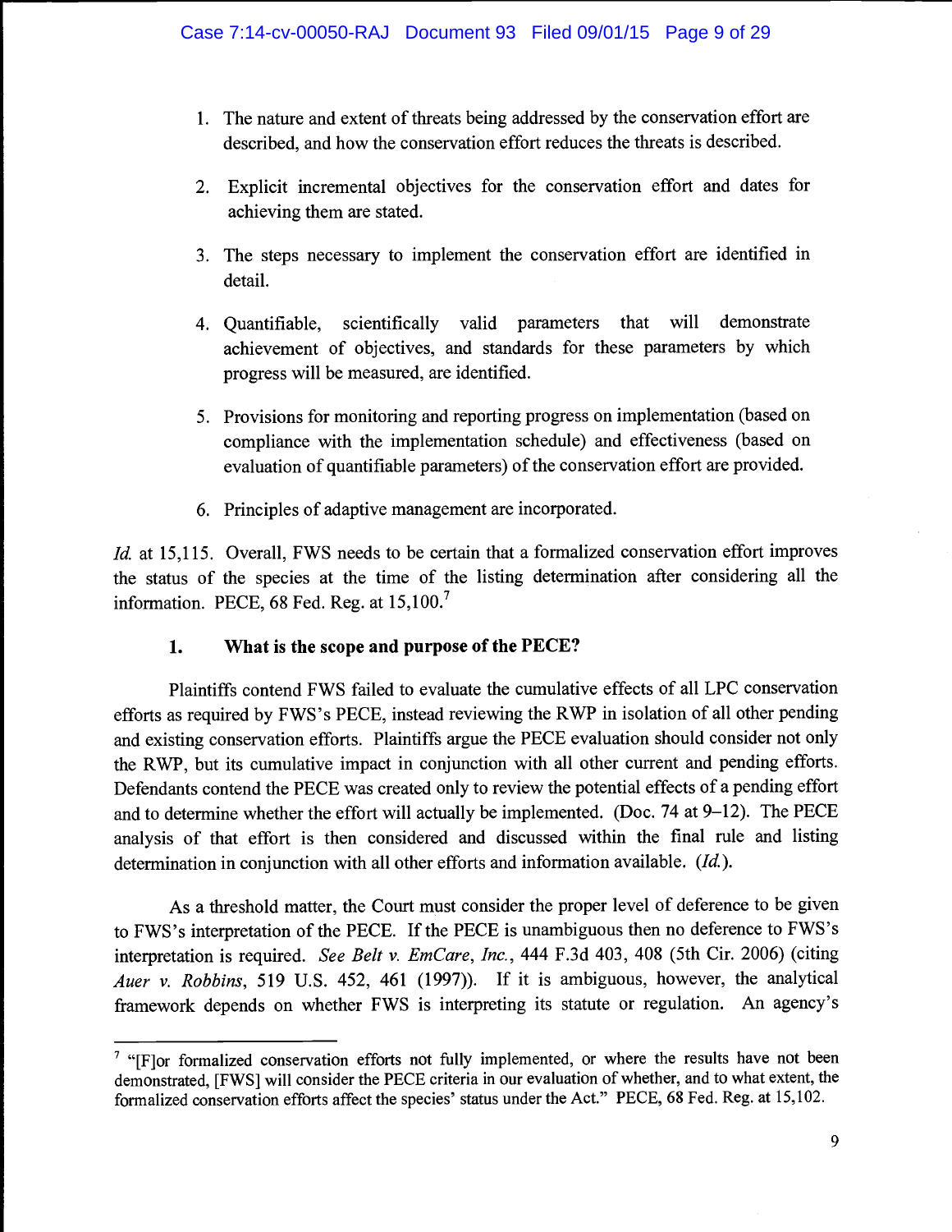1. The nature and extent of threats being addressed by the conservation effort are described, and how the conservation effort reduces the threats is described.

2. Explicit incremental objectives for the conservation effort and dates for achieving them are stated.

3. The steps necessary to implement the conservation effort are identified in detail.

4. Quantifiable, scientifically valid parameters that will demonstrate achievement of objectives, and standards for these parameters by which progress will be measured, are identified.

5. Provisions for monitoring and reporting progress on implementation (based on compliance with the implementation schedule) and effectiveness (based on evaluation of quantifiable parameters) of the conservation effort are provided.

6. Principles of adaptive management are incorporated.

*Id.* at 15,115. Overall, FWS needs to be certain that a formalized conservation effort improves the status of the species at the time of the listing determination after considering all the information. PECE, 68 Fed. Reg. at 15,100.[7]

### 1. What is the scope and purpose of the PECE?

Plaintiffs contend FWS failed to evaluate the cumulative effects of all LPC conservation efforts as required by FWS's PECE, instead reviewing the RWP in isolation of all other pending and existing conservation efforts. Plaintiffs argue the PECE evaluation should consider not only the RWP, but its cumulative impact in conjunction with all other current and pending efforts. Defendants contend the PECE was created only to review the potential effects of a pending effort and to determine whether the effort will actually be implemented. (Doc. 74 at 9–12). The PECE analysis of that effort is then considered and discussed within the final rule and listing determination in conjunction with all other efforts and information available. (*Id.*).

As a threshold matter, the Court must consider the proper level of deference to be given to FWS's interpretation of the PECE. If the PECE is unambiguous then no deference to FWS's interpretation is required. *See Belt v. EmCare, Inc.*, 444 F.3d 403, 408 (5th Cir. 2006) (citing *Auer v. Robbins*, 519 U.S. 452, 461 (1997)). If it is ambiguous, however, the analytical framework depends on whether FWS is interpreting its statute or regulation. An agency's

---

[7] "[F]or formalized conservation efforts not fully implemented, or where the results have not been demonstrated, [FWS] will consider the PECE criteria in our evaluation of whether, and to what extent, the formalized conservation efforts affect the species' status under the Act." PECE, 68 Fed. Reg. at 15,102.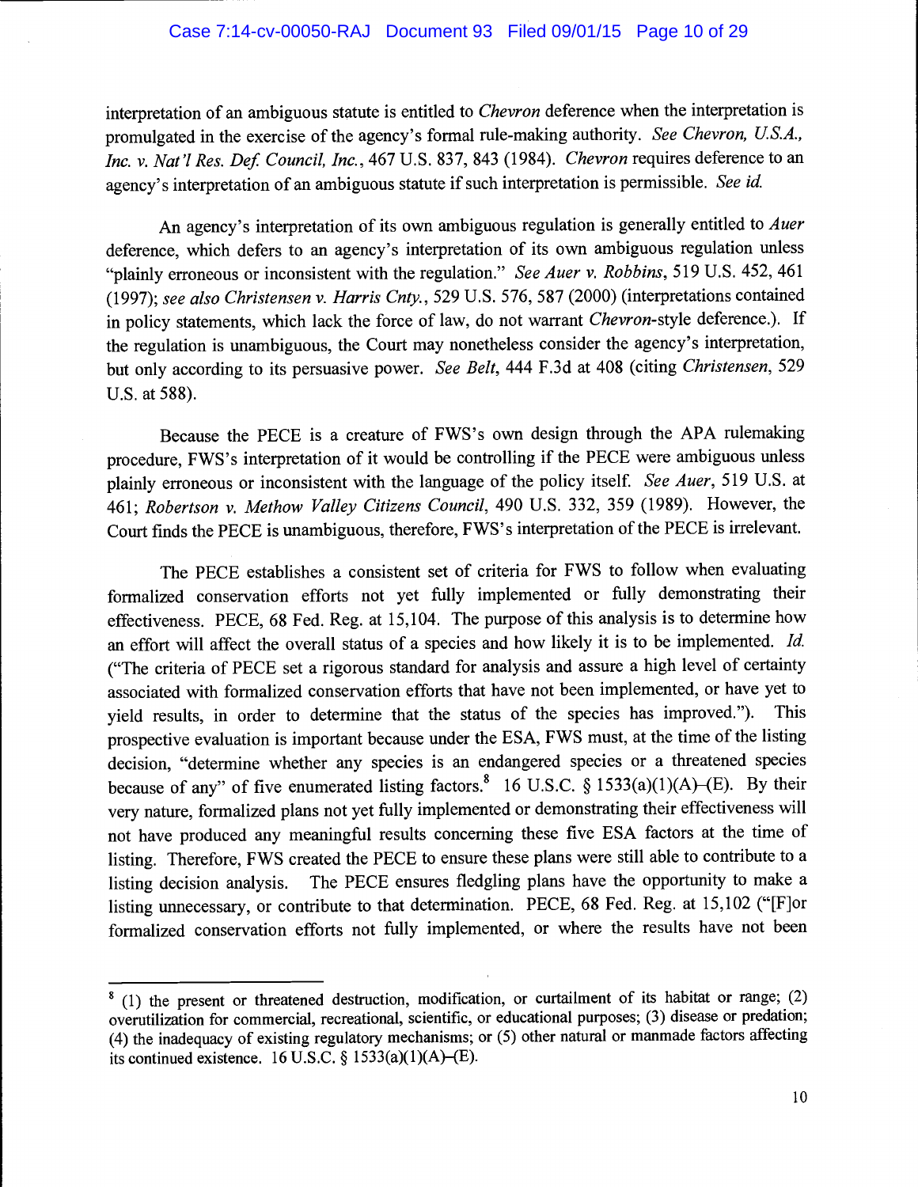interpretation of an ambiguous statute is entitled to *Chevron* deference when the interpretation is promulgated in the exercise of the agency's formal rule-making authority. *See Chevron, U.S.A., Inc. v. Nat'l Res. Def. Council, Inc.*, 467 U.S. 837, 843 (1984). *Chevron* requires deference to an agency's interpretation of an ambiguous statute if such interpretation is permissible. *See id.*

An agency's interpretation of its own ambiguous regulation is generally entitled to *Auer* deference, which defers to an agency's interpretation of its own ambiguous regulation unless "plainly erroneous or inconsistent with the regulation." *See Auer v. Robbins*, 519 U.S. 452, 461 (1997); *see also Christensen v. Harris Cnty.*, 529 U.S. 576, 587 (2000) (interpretations contained in policy statements, which lack the force of law, do not warrant *Chevron*-style deference.). If the regulation is unambiguous, the Court may nonetheless consider the agency's interpretation, but only according to its persuasive power. *See Belt*, 444 F.3d at 408 (citing *Christensen*, 529 U.S. at 588).

Because the PECE is a creature of FWS's own design through the APA rulemaking procedure, FWS's interpretation of it would be controlling if the PECE were ambiguous unless plainly erroneous or inconsistent with the language of the policy itself. *See Auer*, 519 U.S. at 461; *Robertson v. Methow Valley Citizens Council*, 490 U.S. 332, 359 (1989). However, the Court finds the PECE is unambiguous, therefore, FWS's interpretation of the PECE is irrelevant.

The PECE establishes a consistent set of criteria for FWS to follow when evaluating formalized conservation efforts not yet fully implemented or fully demonstrating their effectiveness. PECE, 68 Fed. Reg. at 15,104. The purpose of this analysis is to determine how an effort will affect the overall status of a species and how likely it is to be implemented. *Id.* ("The criteria of PECE set a rigorous standard for analysis and assure a high level of certainty associated with formalized conservation efforts that have not been implemented, or have yet to yield results, in order to determine that the status of the species has improved."). This prospective evaluation is important because under the ESA, FWS must, at the time of the listing decision, "determine whether any species is an endangered species or a threatened species because of any" of five enumerated listing factors.[8] 16 U.S.C. § 1533(a)(1)(A)–(E). By their very nature, formalized plans not yet fully implemented or demonstrating their effectiveness will not have produced any meaningful results concerning these five ESA factors at the time of listing. Therefore, FWS created the PECE to ensure these plans were still able to contribute to a listing decision analysis. The PECE ensures fledgling plans have the opportunity to make a listing unnecessary, or contribute to that determination. PECE, 68 Fed. Reg. at 15,102 ("[F]or formalized conservation efforts not fully implemented, or where the results have not been

---

[8] (1) the present or threatened destruction, modification, or curtailment of its habitat or range; (2) overutilization for commercial, recreational, scientific, or educational purposes; (3) disease or predation; (4) the inadequacy of existing regulatory mechanisms; or (5) other natural or manmade factors affecting its continued existence. 16 U.S.C. § 1533(a)(1)(A)–(E).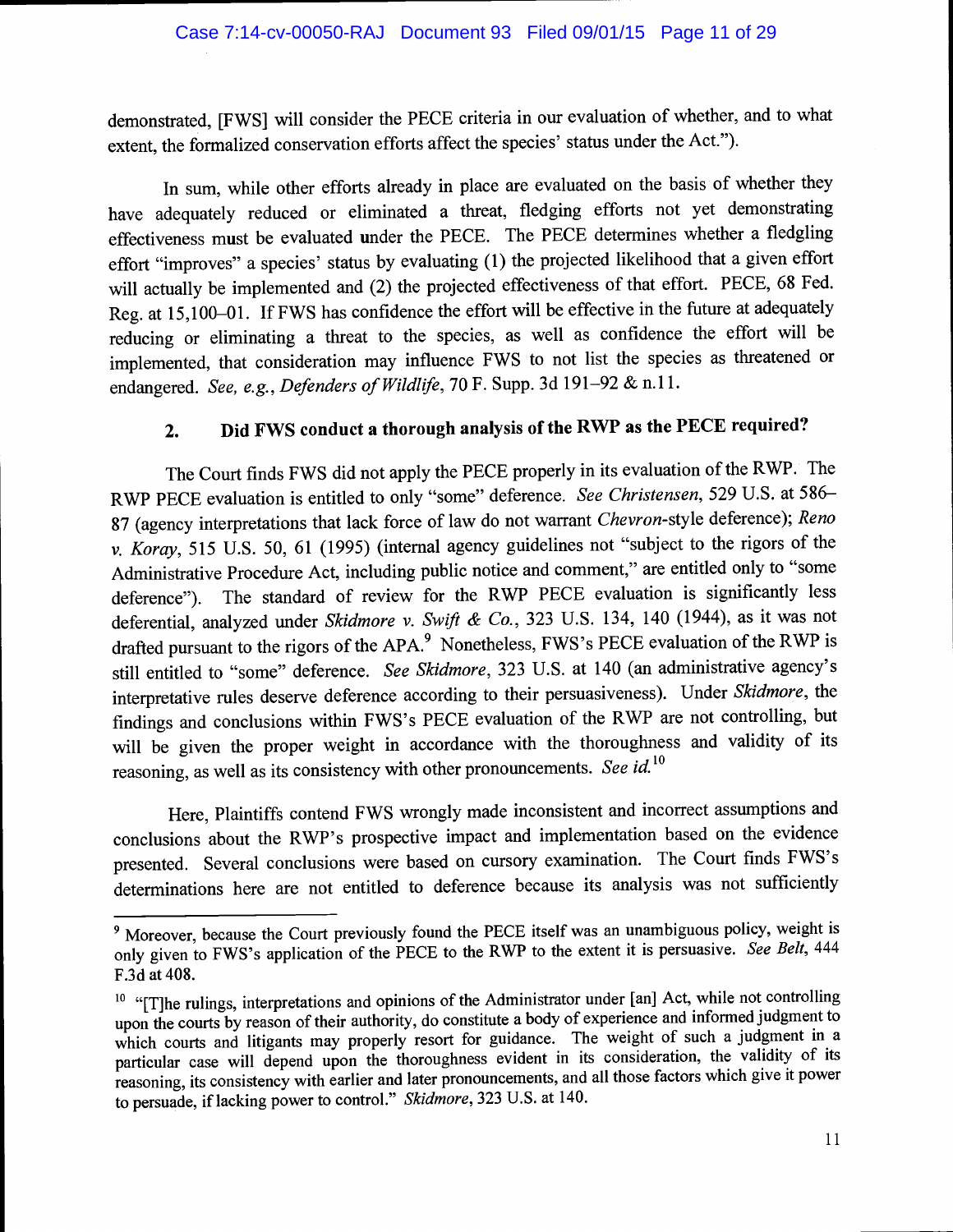demonstrated, [FWS] will consider the PECE criteria in our evaluation of whether, and to what extent, the formalized conservation efforts affect the species' status under the Act.").

In sum, while other efforts already in place are evaluated on the basis of whether they have adequately reduced or eliminated a threat, fledging efforts not yet demonstrating effectiveness must be evaluated under the PECE. The PECE determines whether a fledgling effort "improves" a species' status by evaluating (1) the projected likelihood that a given effort will actually be implemented and (2) the projected effectiveness of that effort. PECE, 68 Fed. Reg. at 15,100–01. If FWS has confidence the effort will be effective in the future at adequately reducing or eliminating a threat to the species, as well as confidence the effort will be implemented, that consideration may influence FWS to not list the species as threatened or endangered. *See, e.g., Defenders of Wildlife*, 70 F. Supp. 3d 191–92 & n.11.

### 2. Did FWS conduct a thorough analysis of the RWP as the PECE required?

The Court finds FWS did not apply the PECE properly in its evaluation of the RWP. The RWP PECE evaluation is entitled to only "some" deference. *See Christensen*, 529 U.S. at 586–87 (agency interpretations that lack force of law do not warrant *Chevron*-style deference); *Reno v. Koray*, 515 U.S. 50, 61 (1995) (internal agency guidelines not "subject to the rigors of the Administrative Procedure Act, including public notice and comment," are entitled only to "some deference"). The standard of review for the RWP PECE evaluation is significantly less deferential, analyzed under *Skidmore v. Swift & Co.*, 323 U.S. 134, 140 (1944), as it was not drafted pursuant to the rigors of the APA.[9] Nonetheless, FWS's PECE evaluation of the RWP is still entitled to "some" deference. *See Skidmore*, 323 U.S. at 140 (an administrative agency's interpretative rules deserve deference according to their persuasiveness). Under *Skidmore*, the findings and conclusions within FWS's PECE evaluation of the RWP are not controlling, but will be given the proper weight in accordance with the thoroughness and validity of its reasoning, as well as its consistency with other pronouncements. *See id.*[10]

Here, Plaintiffs contend FWS wrongly made inconsistent and incorrect assumptions and conclusions about the RWP's prospective impact and implementation based on the evidence presented. Several conclusions were based on cursory examination. The Court finds FWS's determinations here are not entitled to deference because its analysis was not sufficiently

---

[9] Moreover, because the Court previously found the PECE itself was an unambiguous policy, weight is only given to FWS's application of the PECE to the RWP to the extent it is persuasive. *See Belt*, 444 F.3d at 408.

[10] "[T]he rulings, interpretations and opinions of the Administrator under [an] Act, while not controlling upon the courts by reason of their authority, do constitute a body of experience and informed judgment to which courts and litigants may properly resort for guidance. The weight of such a judgment in a particular case will depend upon the thoroughness evident in its consideration, the validity of its reasoning, its consistency with earlier and later pronouncements, and all those factors which give it power to persuade, if lacking power to control." *Skidmore*, 323 U.S. at 140.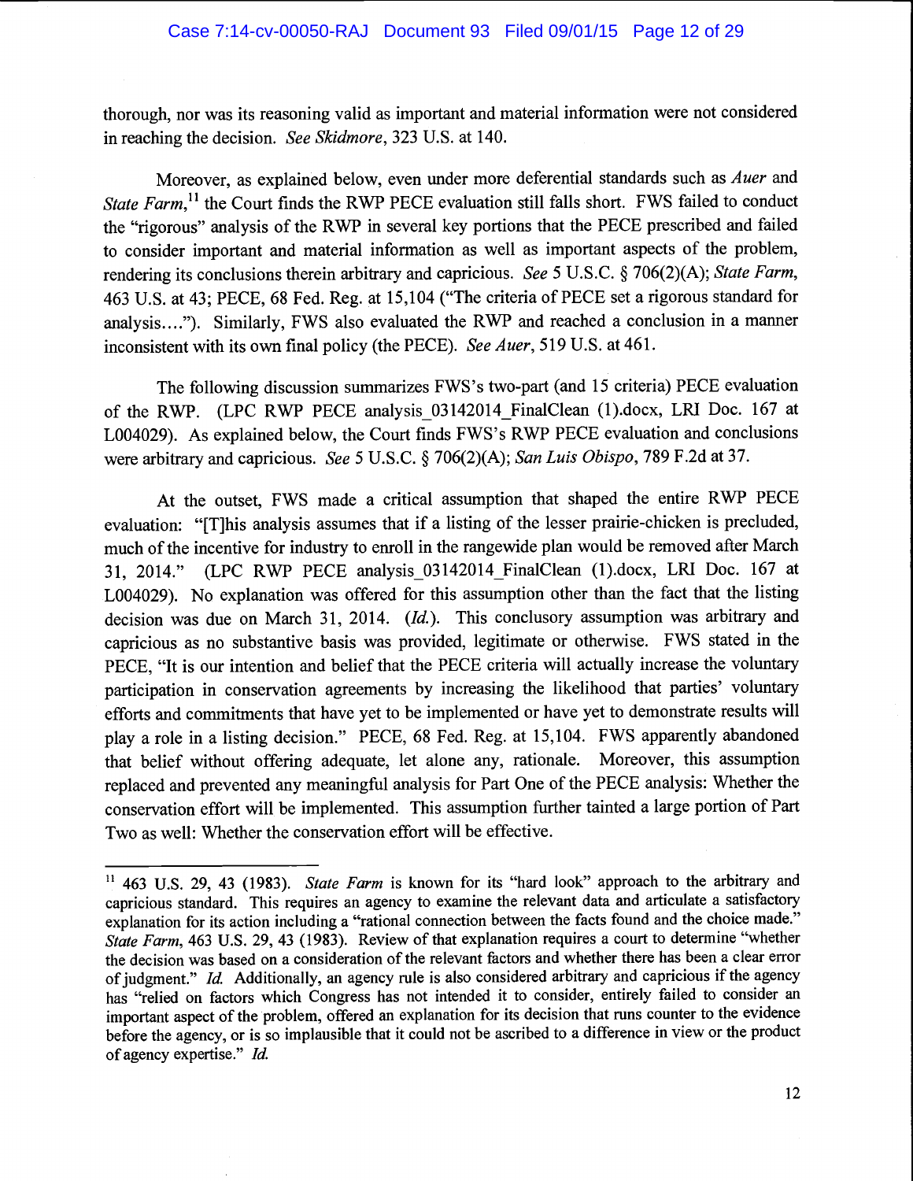thorough, nor was its reasoning valid as important and material information were not considered in reaching the decision. *See Skidmore*, 323 U.S. at 140.

Moreover, as explained below, even under more deferential standards such as *Auer* and *State Farm*,[11] the Court finds the RWP PECE evaluation still falls short. FWS failed to conduct the "rigorous" analysis of the RWP in several key portions that the PECE prescribed and failed to consider important and material information as well as important aspects of the problem, rendering its conclusions therein arbitrary and capricious. *See* 5 U.S.C. § 706(2)(A); *State Farm*, 463 U.S. at 43; PECE, 68 Fed. Reg. at 15,104 ("The criteria of PECE set a rigorous standard for analysis...."). Similarly, FWS also evaluated the RWP and reached a conclusion in a manner inconsistent with its own final policy (the PECE). *See Auer*, 519 U.S. at 461.

The following discussion summarizes FWS's two-part (and 15 criteria) PECE evaluation of the RWP. (LPC RWP PECE analysis_03142014_FinalClean (1).docx, LRI Doc. 167 at L004029). As explained below, the Court finds FWS's RWP PECE evaluation and conclusions were arbitrary and capricious. *See* 5 U.S.C. § 706(2)(A); *San Luis Obispo*, 789 F.2d at 37.

At the outset, FWS made a critical assumption that shaped the entire RWP PECE evaluation: "[T]his analysis assumes that if a listing of the lesser prairie-chicken is precluded, much of the incentive for industry to enroll in the rangewide plan would be removed after March 31, 2014." (LPC RWP PECE analysis_03142014_FinalClean (1).docx, LRI Doc. 167 at L004029). No explanation was offered for this assumption other than the fact that the listing decision was due on March 31, 2014. (*Id.*). This conclusory assumption was arbitrary and capricious as no substantive basis was provided, legitimate or otherwise. FWS stated in the PECE, "It is our intention and belief that the PECE criteria will actually increase the voluntary participation in conservation agreements by increasing the likelihood that parties' voluntary efforts and commitments that have yet to be implemented or have yet to demonstrate results will play a role in a listing decision." PECE, 68 Fed. Reg. at 15,104. FWS apparently abandoned that belief without offering adequate, let alone any, rationale. Moreover, this assumption replaced and prevented any meaningful analysis for Part One of the PECE analysis: Whether the conservation effort will be implemented. This assumption further tainted a large portion of Part Two as well: Whether the conservation effort will be effective.

---

[11] 463 U.S. 29, 43 (1983). *State Farm* is known for its "hard look" approach to the arbitrary and capricious standard. This requires an agency to examine the relevant data and articulate a satisfactory explanation for its action including a "rational connection between the facts found and the choice made." *State Farm*, 463 U.S. 29, 43 (1983). Review of that explanation requires a court to determine "whether the decision was based on a consideration of the relevant factors and whether there has been a clear error of judgment." *Id.* Additionally, an agency rule is also considered arbitrary and capricious if the agency has "relied on factors which Congress has not intended it to consider, entirely failed to consider an important aspect of the problem, offered an explanation for its decision that runs counter to the evidence before the agency, or is so implausible that it could not be ascribed to a difference in view or the product of agency expertise." *Id.*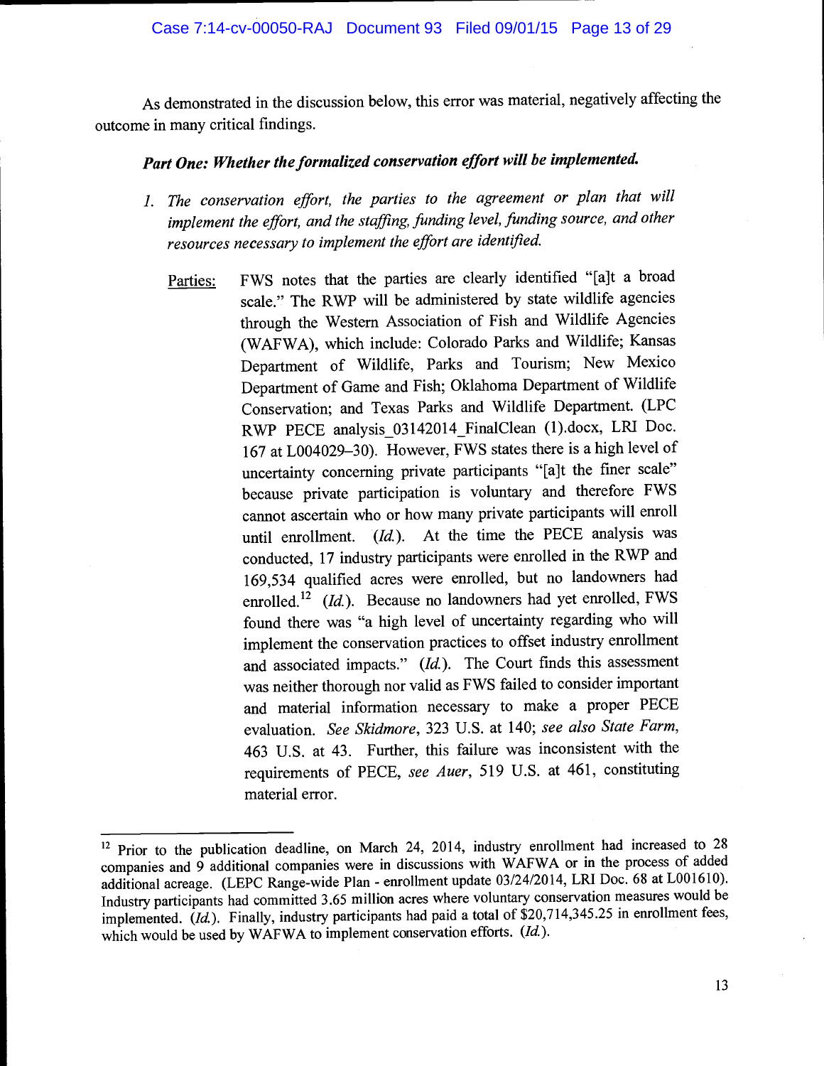As demonstrated in the discussion below, this error was material, negatively affecting the outcome in many critical findings.

***Part One: Whether the formalized conservation effort will be implemented.***

1. *The conservation effort, the parties to the agreement or plan that will implement the effort, and the staffing, funding level, funding source, and other resources necessary to implement the effort are identified.*

<u>Parties:</u> FWS notes that the parties are clearly identified "[a]t a broad scale." The RWP will be administered by state wildlife agencies through the Western Association of Fish and Wildlife Agencies (WAFWA), which include: Colorado Parks and Wildlife; Kansas Department of Wildlife, Parks and Tourism; New Mexico Department of Game and Fish; Oklahoma Department of Wildlife Conservation; and Texas Parks and Wildlife Department. (LPC RWP PECE analysis_03142014_FinalClean (1).docx, LRI Doc. 167 at L004029–30). However, FWS states there is a high level of uncertainty concerning private participants "[a]t the finer scale" because private participation is voluntary and therefore FWS cannot ascertain who or how many private participants will enroll until enrollment. (*Id.*). At the time the PECE analysis was conducted, 17 industry participants were enrolled in the RWP and 169,534 qualified acres were enrolled, but no landowners had enrolled.[12] (*Id.*). Because no landowners had yet enrolled, FWS found there was "a high level of uncertainty regarding who will implement the conservation practices to offset industry enrollment and associated impacts." (*Id.*). The Court finds this assessment was neither thorough nor valid as FWS failed to consider important and material information necessary to make a proper PECE evaluation. *See Skidmore*, 323 U.S. at 140; *see also State Farm*, 463 U.S. at 43. Further, this failure was inconsistent with the requirements of PECE, *see Auer*, 519 U.S. at 461, constituting material error.

---

[12] Prior to the publication deadline, on March 24, 2014, industry enrollment had increased to 28 companies and 9 additional companies were in discussions with WAFWA or in the process of added additional acreage. (LEPC Range-wide Plan - enrollment update 03/24/2014, LRI Doc. 68 at L001610). Industry participants had committed 3.65 million acres where voluntary conservation measures would be implemented. (*Id.*). Finally, industry participants had paid a total of $20,714,345.25 in enrollment fees, which would be used by WAFWA to implement conservation efforts. (*Id.*).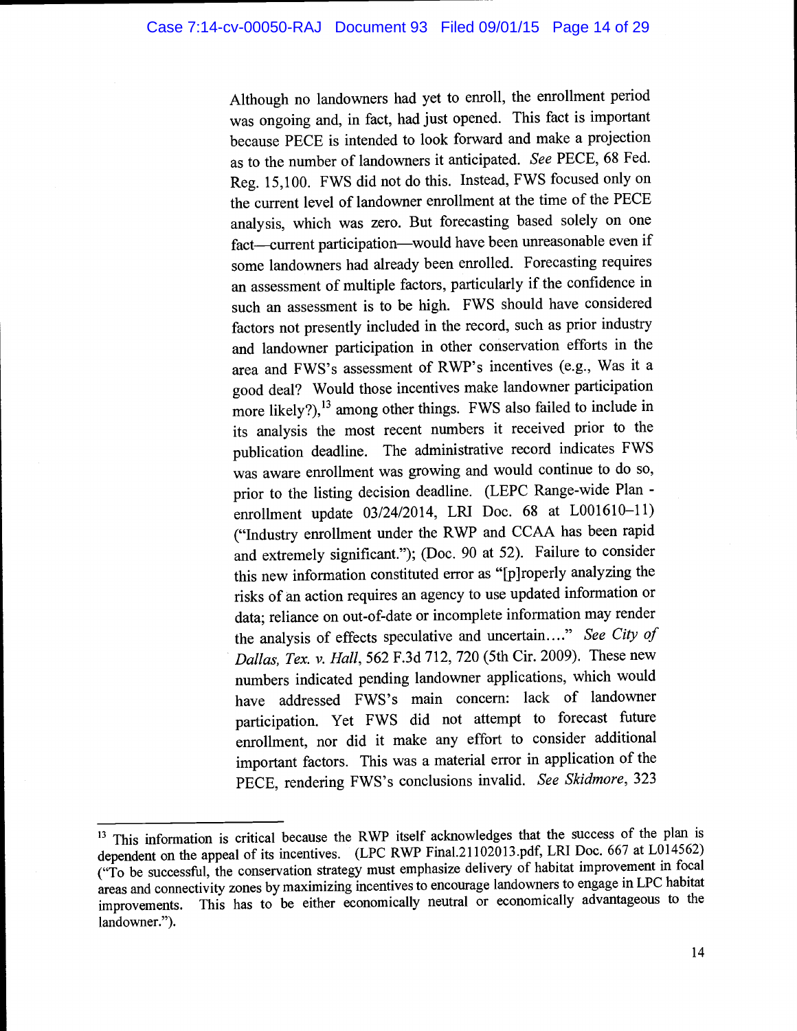Although no landowners had yet to enroll, the enrollment period was ongoing and, in fact, had just opened. This fact is important because PECE is intended to look forward and make a projection as to the number of landowners it anticipated. *See* PECE, 68 Fed. Reg. 15,100. FWS did not do this. Instead, FWS focused only on the current level of landowner enrollment at the time of the PECE analysis, which was zero. But forecasting based solely on one fact—current participation—would have been unreasonable even if some landowners had already been enrolled. Forecasting requires an assessment of multiple factors, particularly if the confidence in such an assessment is to be high. FWS should have considered factors not presently included in the record, such as prior industry and landowner participation in other conservation efforts in the area and FWS's assessment of RWP's incentives (e.g., Was it a good deal? Would those incentives make landowner participation more likely?),[13] among other things. FWS also failed to include in its analysis the most recent numbers it received prior to the publication deadline. The administrative record indicates FWS was aware enrollment was growing and would continue to do so, prior to the listing decision deadline. (LEPC Range-wide Plan - enrollment update 03/24/2014, LRI Doc. 68 at L001610–11) ("Industry enrollment under the RWP and CCAA has been rapid and extremely significant."); (Doc. 90 at 52). Failure to consider this new information constituted error as "[p]roperly analyzing the risks of an action requires an agency to use updated information or data; reliance on out-of-date or incomplete information may render the analysis of effects speculative and uncertain…." *See City of Dallas, Tex. v. Hall*, 562 F.3d 712, 720 (5th Cir. 2009). These new numbers indicated pending landowner applications, which would have addressed FWS's main concern: lack of landowner participation. Yet FWS did not attempt to forecast future enrollment, nor did it make any effort to consider additional important factors. This was a material error in application of the PECE, rendering FWS's conclusions invalid. *See Skidmore*, 323

---

[13] This information is critical because the RWP itself acknowledges that the success of the plan is dependent on the appeal of its incentives. (LPC RWP Final.21102013.pdf, LRI Doc. 667 at L014562) ("To be successful, the conservation strategy must emphasize delivery of habitat improvement in focal areas and connectivity zones by maximizing incentives to encourage landowners to engage in LPC habitat improvements. This has to be either economically neutral or economically advantageous to the landowner.").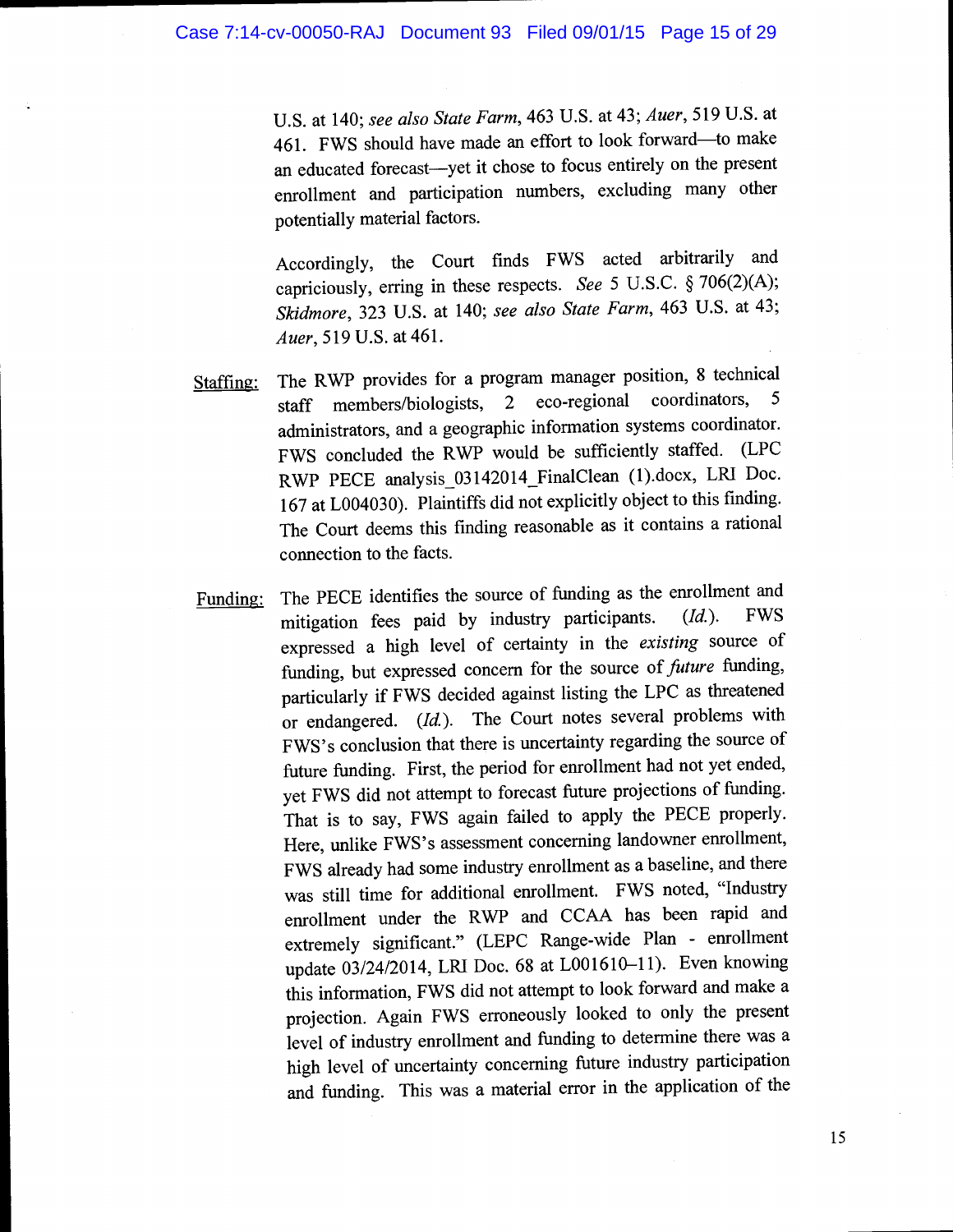U.S. at 140; *see also State Farm*, 463 U.S. at 43; *Auer*, 519 U.S. at 461. FWS should have made an effort to look forward—to make an educated forecast—yet it chose to focus entirely on the present enrollment and participation numbers, excluding many other potentially material factors.

Accordingly, the Court finds FWS acted arbitrarily and capriciously, erring in these respects. *See* 5 U.S.C. § 706(2)(A); *Skidmore*, 323 U.S. at 140; *see also State Farm*, 463 U.S. at 43; *Auer*, 519 U.S. at 461.

<u>Staffing:</u> The RWP provides for a program manager position, 8 technical staff members/biologists, 2 eco-regional coordinators, 5 administrators, and a geographic information systems coordinator. FWS concluded the RWP would be sufficiently staffed. (LPC RWP PECE analysis_03142014_FinalClean (1).docx, LRI Doc. 167 at L004030). Plaintiffs did not explicitly object to this finding. The Court deems this finding reasonable as it contains a rational connection to the facts.

<u>Funding:</u> The PECE identifies the source of funding as the enrollment and mitigation fees paid by industry participants. (*Id.*). FWS expressed a high level of certainty in the *existing* source of funding, but expressed concern for the source of *future* funding, particularly if FWS decided against listing the LPC as threatened or endangered. (*Id.*). The Court notes several problems with FWS's conclusion that there is uncertainty regarding the source of future funding. First, the period for enrollment had not yet ended, yet FWS did not attempt to forecast future projections of funding. That is to say, FWS again failed to apply the PECE properly. Here, unlike FWS's assessment concerning landowner enrollment, FWS already had some industry enrollment as a baseline, and there was still time for additional enrollment. FWS noted, "Industry enrollment under the RWP and CCAA has been rapid and extremely significant." (LEPC Range-wide Plan - enrollment update 03/24/2014, LRI Doc. 68 at L001610–11). Even knowing this information, FWS did not attempt to look forward and make a projection. Again FWS erroneously looked to only the present level of industry enrollment and funding to determine there was a high level of uncertainty concerning future industry participation and funding. This was a material error in the application of the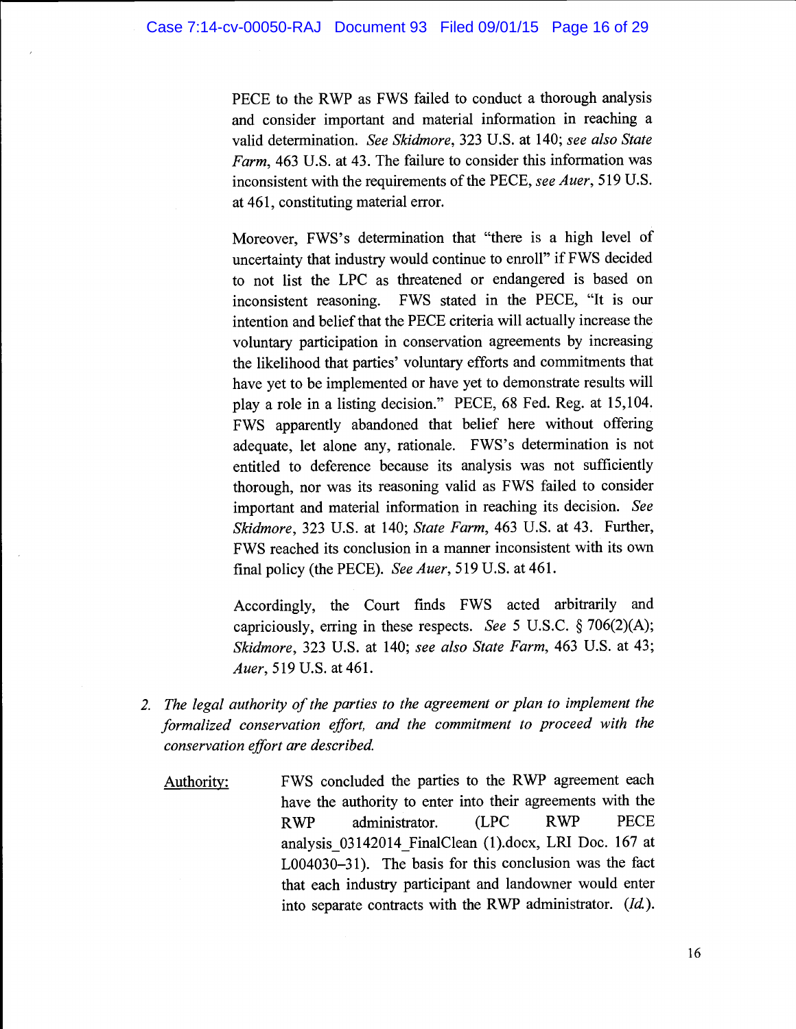PECE to the RWP as FWS failed to conduct a thorough analysis and consider important and material information in reaching a valid determination. *See Skidmore*, 323 U.S. at 140; *see also State Farm*, 463 U.S. at 43. The failure to consider this information was inconsistent with the requirements of the PECE, *see Auer*, 519 U.S. at 461, constituting material error.

Moreover, FWS's determination that "there is a high level of uncertainty that industry would continue to enroll" if FWS decided to not list the LPC as threatened or endangered is based on inconsistent reasoning. FWS stated in the PECE, "It is our intention and belief that the PECE criteria will actually increase the voluntary participation in conservation agreements by increasing the likelihood that parties' voluntary efforts and commitments that have yet to be implemented or have yet to demonstrate results will play a role in a listing decision." PECE, 68 Fed. Reg. at 15,104. FWS apparently abandoned that belief here without offering adequate, let alone any, rationale. FWS's determination is not entitled to deference because its analysis was not sufficiently thorough, nor was its reasoning valid as FWS failed to consider important and material information in reaching its decision. *See Skidmore*, 323 U.S. at 140; *State Farm*, 463 U.S. at 43. Further, FWS reached its conclusion in a manner inconsistent with its own final policy (the PECE). *See Auer*, 519 U.S. at 461.

Accordingly, the Court finds FWS acted arbitrarily and capriciously, erring in these respects. *See* 5 U.S.C. § 706(2)(A); *Skidmore*, 323 U.S. at 140; *see also State Farm*, 463 U.S. at 43; *Auer*, 519 U.S. at 461.

2. *The legal authority of the parties to the agreement or plan to implement the formalized conservation effort, and the commitment to proceed with the conservation effort are described.*

<u>Authority:</u> FWS concluded the parties to the RWP agreement each have the authority to enter into their agreements with the RWP administrator. (LPC RWP PECE analysis_03142014_FinalClean (1).docx, LRI Doc. 167 at L004030–31). The basis for this conclusion was the fact that each industry participant and landowner would enter into separate contracts with the RWP administrator. (*Id.*).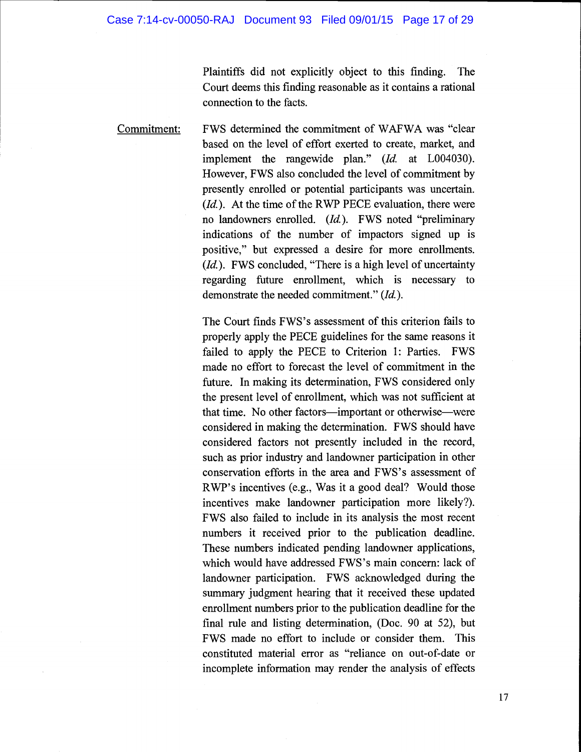Plaintiffs did not explicitly object to this finding. The Court deems this finding reasonable as it contains a rational connection to the facts.

Commitment: FWS determined the commitment of WAFWA was "clear based on the level of effort exerted to create, market, and implement the rangewide plan." (*Id.* at L004030). However, FWS also concluded the level of commitment by presently enrolled or potential participants was uncertain. (*Id.*). At the time of the RWP PECE evaluation, there were no landowners enrolled. (*Id.*). FWS noted "preliminary indications of the number of impactors signed up is positive," but expressed a desire for more enrollments. (*Id.*). FWS concluded, "There is a high level of uncertainty regarding future enrollment, which is necessary to demonstrate the needed commitment." (*Id.*).

The Court finds FWS's assessment of this criterion fails to properly apply the PECE guidelines for the same reasons it failed to apply the PECE to Criterion 1: Parties. FWS made no effort to forecast the level of commitment in the future. In making its determination, FWS considered only the present level of enrollment, which was not sufficient at that time. No other factors—important or otherwise—were considered in making the determination. FWS should have considered factors not presently included in the record, such as prior industry and landowner participation in other conservation efforts in the area and FWS's assessment of RWP's incentives (e.g., Was it a good deal? Would those incentives make landowner participation more likely?). FWS also failed to include in its analysis the most recent numbers it received prior to the publication deadline. These numbers indicated pending landowner applications, which would have addressed FWS's main concern: lack of landowner participation. FWS acknowledged during the summary judgment hearing that it received these updated enrollment numbers prior to the publication deadline for the final rule and listing determination, (Doc. 90 at 52), but FWS made no effort to include or consider them. This constituted material error as "reliance on out-of-date or incomplete information may render the analysis of effects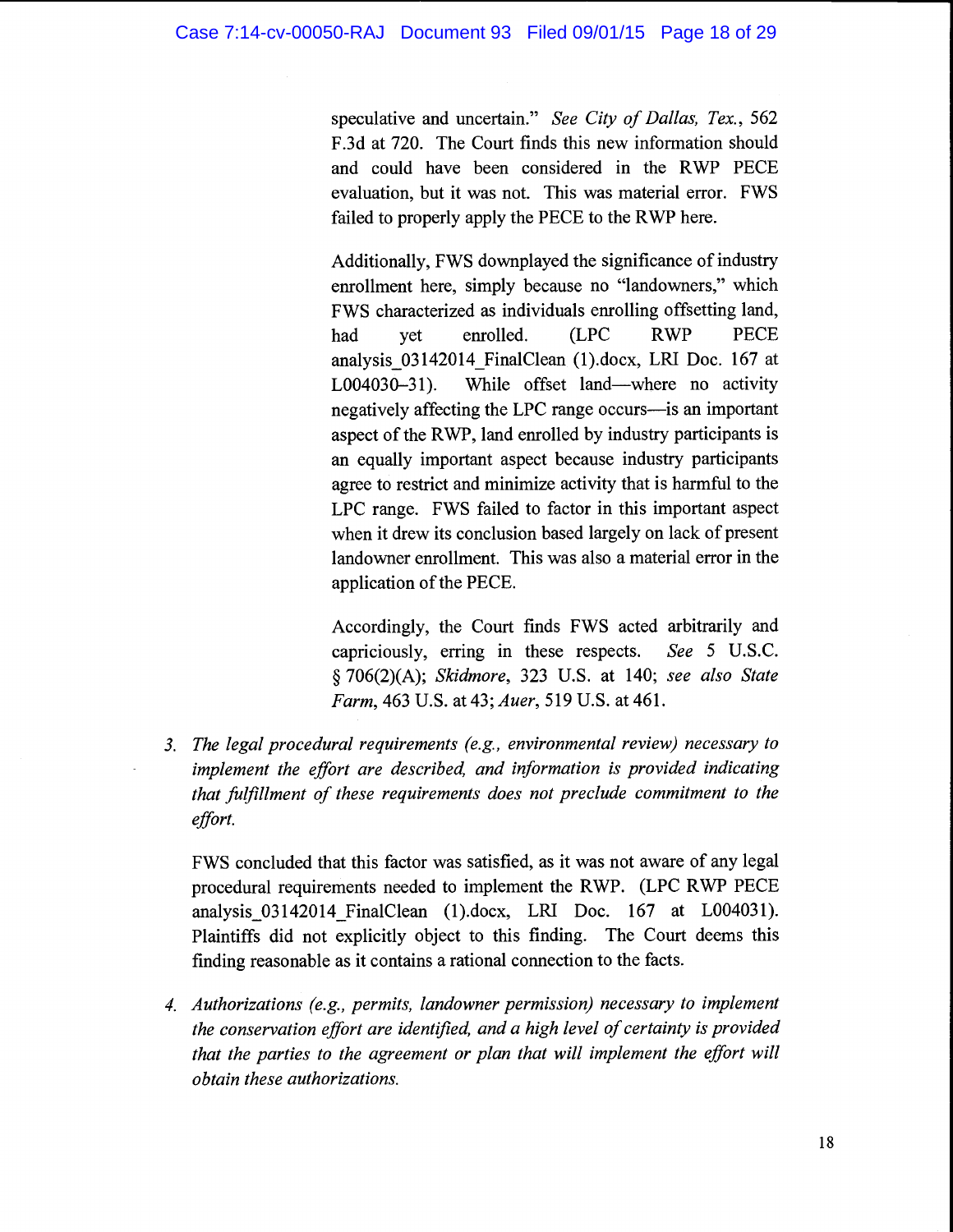speculative and uncertain." *See City of Dallas, Tex.*, 562 F.3d at 720. The Court finds this new information should and could have been considered in the RWP PECE evaluation, but it was not. This was material error. FWS failed to properly apply the PECE to the RWP here.

Additionally, FWS downplayed the significance of industry enrollment here, simply because no "landowners," which FWS characterized as individuals enrolling offsetting land, had yet enrolled. (LPC RWP PECE analysis_03142014_FinalClean (1).docx, LRI Doc. 167 at L004030–31). While offset land—where no activity negatively affecting the LPC range occurs—is an important aspect of the RWP, land enrolled by industry participants is an equally important aspect because industry participants agree to restrict and minimize activity that is harmful to the LPC range. FWS failed to factor in this important aspect when it drew its conclusion based largely on lack of present landowner enrollment. This was also a material error in the application of the PECE.

Accordingly, the Court finds FWS acted arbitrarily and capriciously, erring in these respects. *See* 5 U.S.C. § 706(2)(A); *Skidmore*, 323 U.S. at 140; *see also State Farm*, 463 U.S. at 43; *Auer*, 519 U.S. at 461.

3. *The legal procedural requirements (e.g., environmental review) necessary to implement the effort are described, and information is provided indicating that fulfillment of these requirements does not preclude commitment to the effort.*

FWS concluded that this factor was satisfied, as it was not aware of any legal procedural requirements needed to implement the RWP. (LPC RWP PECE analysis_03142014_FinalClean (1).docx, LRI Doc. 167 at L004031). Plaintiffs did not explicitly object to this finding. The Court deems this finding reasonable as it contains a rational connection to the facts.

4. *Authorizations (e.g., permits, landowner permission) necessary to implement the conservation effort are identified, and a high level of certainty is provided that the parties to the agreement or plan that will implement the effort will obtain these authorizations.*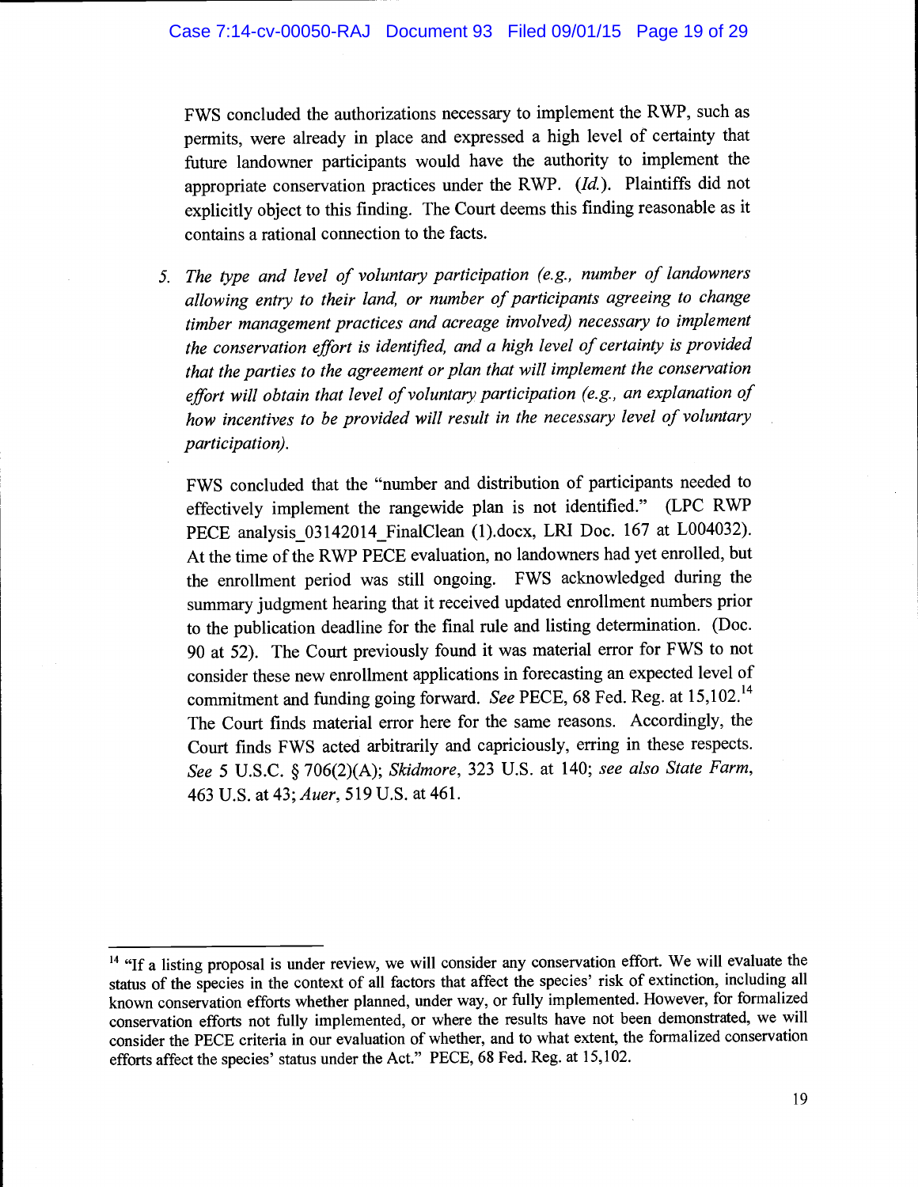FWS concluded the authorizations necessary to implement the RWP, such as permits, were already in place and expressed a high level of certainty that future landowner participants would have the authority to implement the appropriate conservation practices under the RWP. (*Id.*). Plaintiffs did not explicitly object to this finding. The Court deems this finding reasonable as it contains a rational connection to the facts.

5. *The type and level of voluntary participation (e.g., number of landowners allowing entry to their land, or number of participants agreeing to change timber management practices and acreage involved) necessary to implement the conservation effort is identified, and a high level of certainty is provided that the parties to the agreement or plan that will implement the conservation effort will obtain that level of voluntary participation (e.g., an explanation of how incentives to be provided will result in the necessary level of voluntary participation).*

   FWS concluded that the "number and distribution of participants needed to effectively implement the rangewide plan is not identified." (LPC RWP PECE analysis_03142014_FinalClean (1).docx, LRI Doc. 167 at L004032). At the time of the RWP PECE evaluation, no landowners had yet enrolled, but the enrollment period was still ongoing. FWS acknowledged during the summary judgment hearing that it received updated enrollment numbers prior to the publication deadline for the final rule and listing determination. (Doc. 90 at 52). The Court previously found it was material error for FWS to not consider these new enrollment applications in forecasting an expected level of commitment and funding going forward. *See* PECE, 68 Fed. Reg. at 15,102.[14] The Court finds material error here for the same reasons. Accordingly, the Court finds FWS acted arbitrarily and capriciously, erring in these respects. *See* 5 U.S.C. § 706(2)(A); *Skidmore*, 323 U.S. at 140; *see also State Farm*, 463 U.S. at 43; *Auer*, 519 U.S. at 461.

---

[14] "If a listing proposal is under review, we will consider any conservation effort. We will evaluate the status of the species in the context of all factors that affect the species' risk of extinction, including all known conservation efforts whether planned, under way, or fully implemented. However, for formalized conservation efforts not fully implemented, or where the results have not been demonstrated, we will consider the PECE criteria in our evaluation of whether, and to what extent, the formalized conservation efforts affect the species' status under the Act." PECE, 68 Fed. Reg. at 15,102.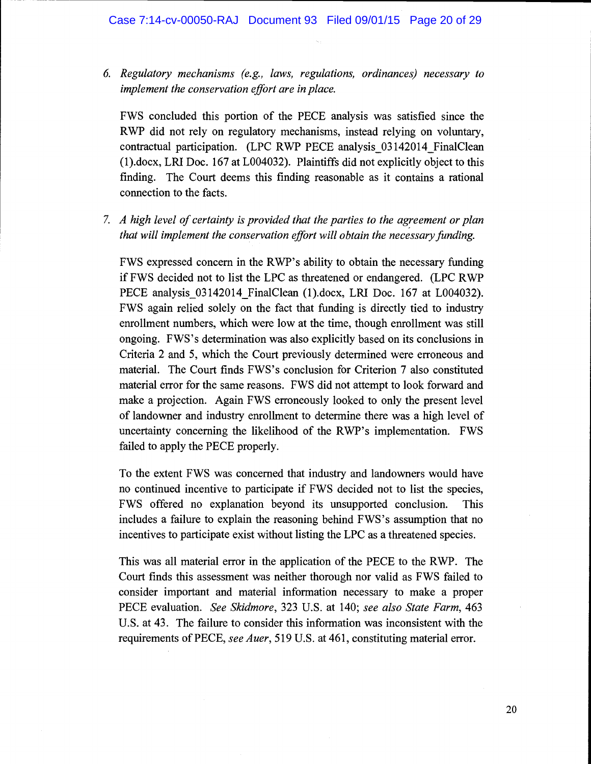6. *Regulatory mechanisms (e.g., laws, regulations, ordinances) necessary to implement the conservation effort are in place.*

   FWS concluded this portion of the PECE analysis was satisfied since the RWP did not rely on regulatory mechanisms, instead relying on voluntary, contractual participation. (LPC RWP PECE analysis_03142014_FinalClean (1).docx, LRI Doc. 167 at L004032). Plaintiffs did not explicitly object to this finding. The Court deems this finding reasonable as it contains a rational connection to the facts.

7. *A high level of certainty is provided that the parties to the agreement or plan that will implement the conservation effort will obtain the necessary funding.*

   FWS expressed concern in the RWP's ability to obtain the necessary funding if FWS decided not to list the LPC as threatened or endangered. (LPC RWP PECE analysis_03142014_FinalClean (1).docx, LRI Doc. 167 at L004032). FWS again relied solely on the fact that funding is directly tied to industry enrollment numbers, which were low at the time, though enrollment was still ongoing. FWS's determination was also explicitly based on its conclusions in Criteria 2 and 5, which the Court previously determined were erroneous and material. The Court finds FWS's conclusion for Criterion 7 also constituted material error for the same reasons. FWS did not attempt to look forward and make a projection. Again FWS erroneously looked to only the present level of landowner and industry enrollment to determine there was a high level of uncertainty concerning the likelihood of the RWP's implementation. FWS failed to apply the PECE properly.

   To the extent FWS was concerned that industry and landowners would have no continued incentive to participate if FWS decided not to list the species, FWS offered no explanation beyond its unsupported conclusion. This includes a failure to explain the reasoning behind FWS's assumption that no incentives to participate exist without listing the LPC as a threatened species.

   This was all material error in the application of the PECE to the RWP. The Court finds this assessment was neither thorough nor valid as FWS failed to consider important and material information necessary to make a proper PECE evaluation. *See Skidmore*, 323 U.S. at 140; *see also State Farm*, 463 U.S. at 43. The failure to consider this information was inconsistent with the requirements of PECE, *see Auer*, 519 U.S. at 461, constituting material error.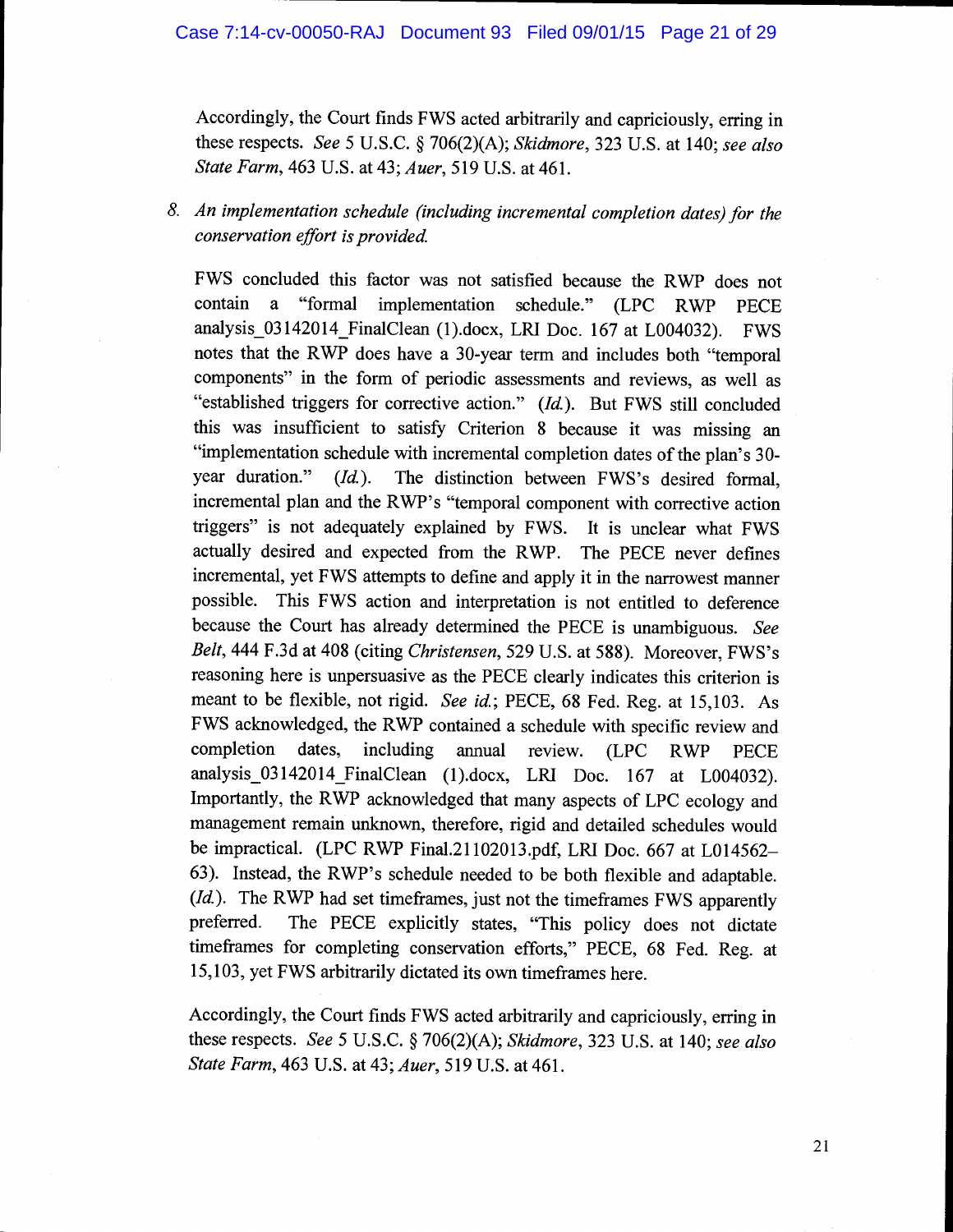Accordingly, the Court finds FWS acted arbitrarily and capriciously, erring in these respects. *See* 5 U.S.C. § 706(2)(A); *Skidmore*, 323 U.S. at 140; *see also State Farm*, 463 U.S. at 43; *Auer*, 519 U.S. at 461.

8. *An implementation schedule (including incremental completion dates) for the conservation effort is provided.*

FWS concluded this factor was not satisfied because the RWP does not contain a "formal implementation schedule." (LPC RWP PECE analysis_03142014_FinalClean (1).docx, LRI Doc. 167 at L004032). FWS notes that the RWP does have a 30-year term and includes both "temporal components" in the form of periodic assessments and reviews, as well as "established triggers for corrective action." (*Id.*). But FWS still concluded this was insufficient to satisfy Criterion 8 because it was missing an "implementation schedule with incremental completion dates of the plan's 30-year duration." (*Id.*). The distinction between FWS's desired formal, incremental plan and the RWP's "temporal component with corrective action triggers" is not adequately explained by FWS. It is unclear what FWS actually desired and expected from the RWP. The PECE never defines incremental, yet FWS attempts to define and apply it in the narrowest manner possible. This FWS action and interpretation is not entitled to deference because the Court has already determined the PECE is unambiguous. *See Belt*, 444 F.3d at 408 (citing *Christensen*, 529 U.S. at 588). Moreover, FWS's reasoning here is unpersuasive as the PECE clearly indicates this criterion is meant to be flexible, not rigid. *See id.*; PECE, 68 Fed. Reg. at 15,103. As FWS acknowledged, the RWP contained a schedule with specific review and completion dates, including annual review. (LPC RWP PECE analysis_03142014_FinalClean (1).docx, LRI Doc. 167 at L004032). Importantly, the RWP acknowledged that many aspects of LPC ecology and management remain unknown, therefore, rigid and detailed schedules would be impractical. (LPC RWP Final.21102013.pdf, LRI Doc. 667 at L014562–63). Instead, the RWP's schedule needed to be both flexible and adaptable. (*Id.*). The RWP had set timeframes, just not the timeframes FWS apparently preferred. The PECE explicitly states, "This policy does not dictate timeframes for completing conservation efforts," PECE, 68 Fed. Reg. at 15,103, yet FWS arbitrarily dictated its own timeframes here.

Accordingly, the Court finds FWS acted arbitrarily and capriciously, erring in these respects. *See* 5 U.S.C. § 706(2)(A); *Skidmore*, 323 U.S. at 140; *see also State Farm*, 463 U.S. at 43; *Auer*, 519 U.S. at 461.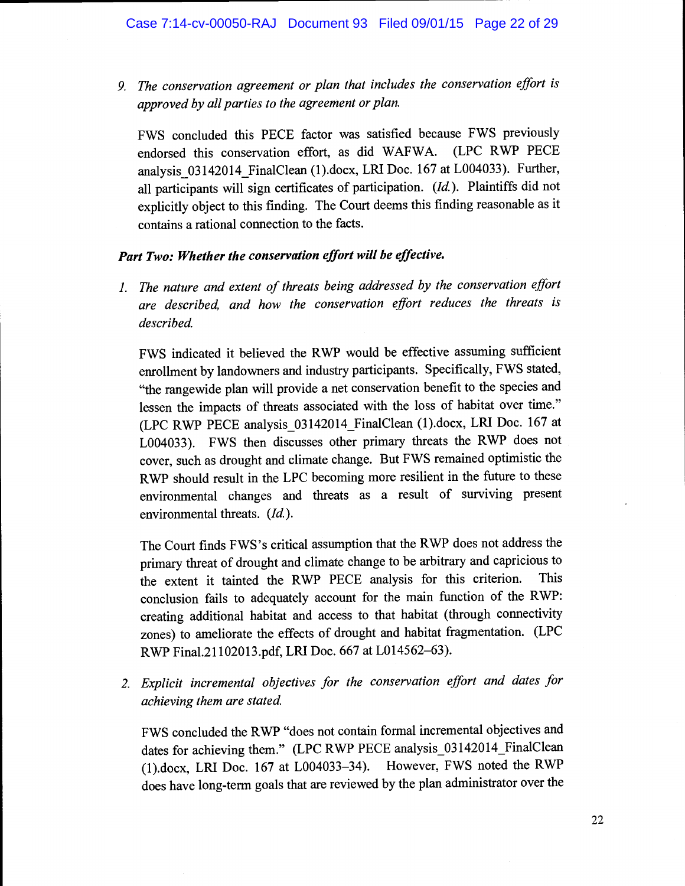9. *The conservation agreement or plan that includes the conservation effort is approved by all parties to the agreement or plan.*

   FWS concluded this PECE factor was satisfied because FWS previously endorsed this conservation effort, as did WAFWA. (LPC RWP PECE analysis_03142014_FinalClean (1).docx, LRI Doc. 167 at L004033). Further, all participants will sign certificates of participation. (*Id.*). Plaintiffs did not explicitly object to this finding. The Court deems this finding reasonable as it contains a rational connection to the facts.

***Part Two: Whether the conservation effort will be effective.***

1. *The nature and extent of threats being addressed by the conservation effort are described, and how the conservation effort reduces the threats is described.*

   FWS indicated it believed the RWP would be effective assuming sufficient enrollment by landowners and industry participants. Specifically, FWS stated, "the rangewide plan will provide a net conservation benefit to the species and lessen the impacts of threats associated with the loss of habitat over time." (LPC RWP PECE analysis_03142014_FinalClean (1).docx, LRI Doc. 167 at L004033). FWS then discusses other primary threats the RWP does not cover, such as drought and climate change. But FWS remained optimistic the RWP should result in the LPC becoming more resilient in the future to these environmental changes and threats as a result of surviving present environmental threats. (*Id.*).

   The Court finds FWS's critical assumption that the RWP does not address the primary threat of drought and climate change to be arbitrary and capricious to the extent it tainted the RWP PECE analysis for this criterion. This conclusion fails to adequately account for the main function of the RWP: creating additional habitat and access to that habitat (through connectivity zones) to ameliorate the effects of drought and habitat fragmentation. (LPC RWP Final.21102013.pdf, LRI Doc. 667 at L014562–63).

2. *Explicit incremental objectives for the conservation effort and dates for achieving them are stated.*

   FWS concluded the RWP "does not contain formal incremental objectives and dates for achieving them." (LPC RWP PECE analysis_03142014_FinalClean (1).docx, LRI Doc. 167 at L004033–34). However, FWS noted the RWP does have long-term goals that are reviewed by the plan administrator over the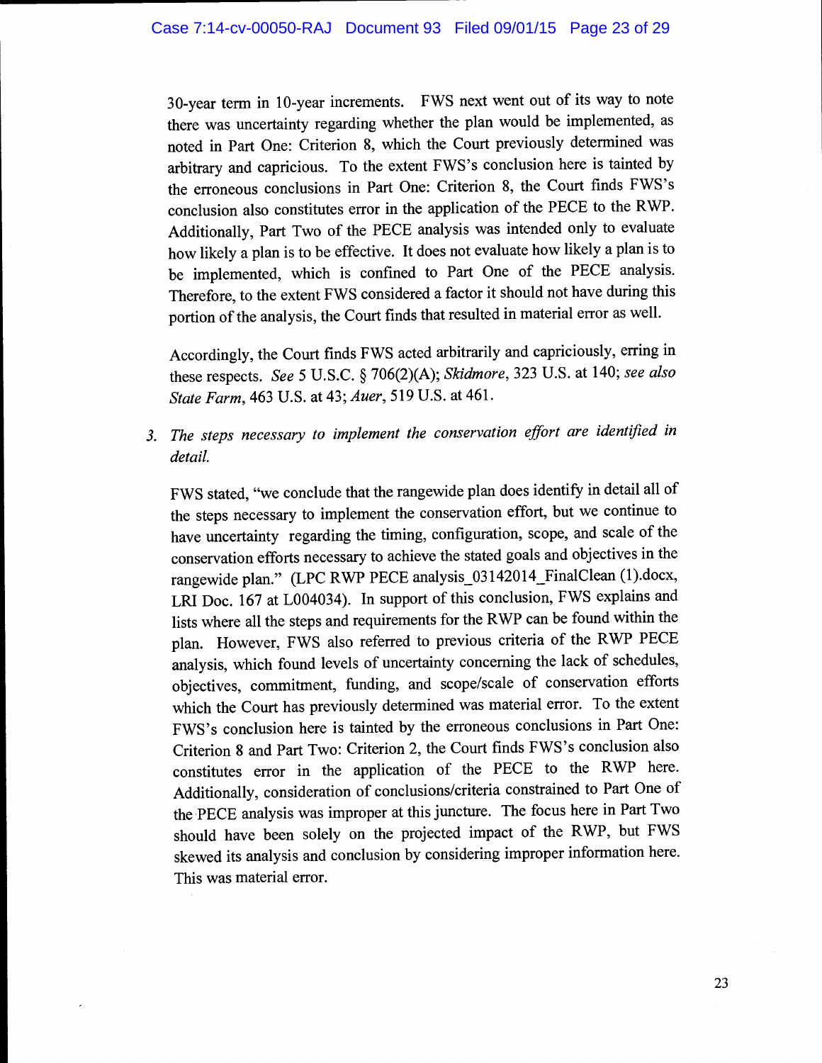30-year term in 10-year increments. FWS next went out of its way to note there was uncertainty regarding whether the plan would be implemented, as noted in Part One: Criterion 8, which the Court previously determined was arbitrary and capricious. To the extent FWS's conclusion here is tainted by the erroneous conclusions in Part One: Criterion 8, the Court finds FWS's conclusion also constitutes error in the application of the PECE to the RWP. Additionally, Part Two of the PECE analysis was intended only to evaluate how likely a plan is to be effective. It does not evaluate how likely a plan is to be implemented, which is confined to Part One of the PECE analysis. Therefore, to the extent FWS considered a factor it should not have during this portion of the analysis, the Court finds that resulted in material error as well.

Accordingly, the Court finds FWS acted arbitrarily and capriciously, erring in these respects. *See* 5 U.S.C. § 706(2)(A); *Skidmore*, 323 U.S. at 140; *see also State Farm*, 463 U.S. at 43; *Auer*, 519 U.S. at 461.

3. *The steps necessary to implement the conservation effort are identified in detail.*

FWS stated, "we conclude that the rangewide plan does identify in detail all of the steps necessary to implement the conservation effort, but we continue to have uncertainty regarding the timing, configuration, scope, and scale of the conservation efforts necessary to achieve the stated goals and objectives in the rangewide plan." (LPC RWP PECE analysis_03142014_FinalClean (1).docx, LRI Doc. 167 at L004034). In support of this conclusion, FWS explains and lists where all the steps and requirements for the RWP can be found within the plan. However, FWS also referred to previous criteria of the RWP PECE analysis, which found levels of uncertainty concerning the lack of schedules, objectives, commitment, funding, and scope/scale of conservation efforts which the Court has previously determined was material error. To the extent FWS's conclusion here is tainted by the erroneous conclusions in Part One: Criterion 8 and Part Two: Criterion 2, the Court finds FWS's conclusion also constitutes error in the application of the PECE to the RWP here. Additionally, consideration of conclusions/criteria constrained to Part One of the PECE analysis was improper at this juncture. The focus here in Part Two should have been solely on the projected impact of the RWP, but FWS skewed its analysis and conclusion by considering improper information here. This was material error.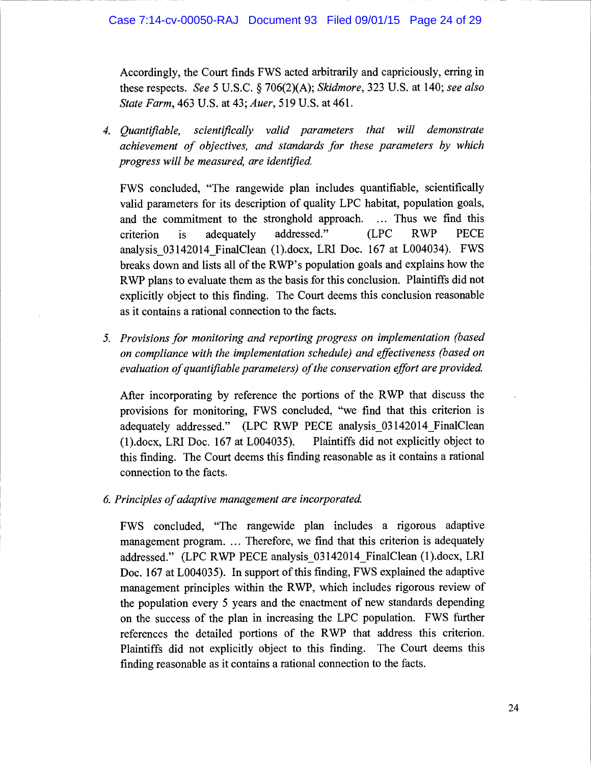Accordingly, the Court finds FWS acted arbitrarily and capriciously, erring in these respects. *See* 5 U.S.C. § 706(2)(A); *Skidmore*, 323 U.S. at 140; *see also State Farm*, 463 U.S. at 43; *Auer*, 519 U.S. at 461.

4. *Quantifiable, scientifically valid parameters that will demonstrate achievement of objectives, and standards for these parameters by which progress will be measured, are identified.*

   FWS concluded, "The rangewide plan includes quantifiable, scientifically valid parameters for its description of quality LPC habitat, population goals, and the commitment to the stronghold approach. ... Thus we find this criterion is adequately addressed." (LPC RWP PECE analysis_03142014_FinalClean (1).docx, LRI Doc. 167 at L004034). FWS breaks down and lists all of the RWP's population goals and explains how the RWP plans to evaluate them as the basis for this conclusion. Plaintiffs did not explicitly object to this finding. The Court deems this conclusion reasonable as it contains a rational connection to the facts.

5. *Provisions for monitoring and reporting progress on implementation (based on compliance with the implementation schedule) and effectiveness (based on evaluation of quantifiable parameters) of the conservation effort are provided.*

   After incorporating by reference the portions of the RWP that discuss the provisions for monitoring, FWS concluded, "we find that this criterion is adequately addressed." (LPC RWP PECE analysis_03142014_FinalClean (1).docx, LRI Doc. 167 at L004035). Plaintiffs did not explicitly object to this finding. The Court deems this finding reasonable as it contains a rational connection to the facts.

6. *Principles of adaptive management are incorporated.*

   FWS concluded, "The rangewide plan includes a rigorous adaptive management program. ... Therefore, we find that this criterion is adequately addressed." (LPC RWP PECE analysis_03142014_FinalClean (1).docx, LRI Doc. 167 at L004035). In support of this finding, FWS explained the adaptive management principles within the RWP, which includes rigorous review of the population every 5 years and the enactment of new standards depending on the success of the plan in increasing the LPC population. FWS further references the detailed portions of the RWP that address this criterion. Plaintiffs did not explicitly object to this finding. The Court deems this finding reasonable as it contains a rational connection to the facts.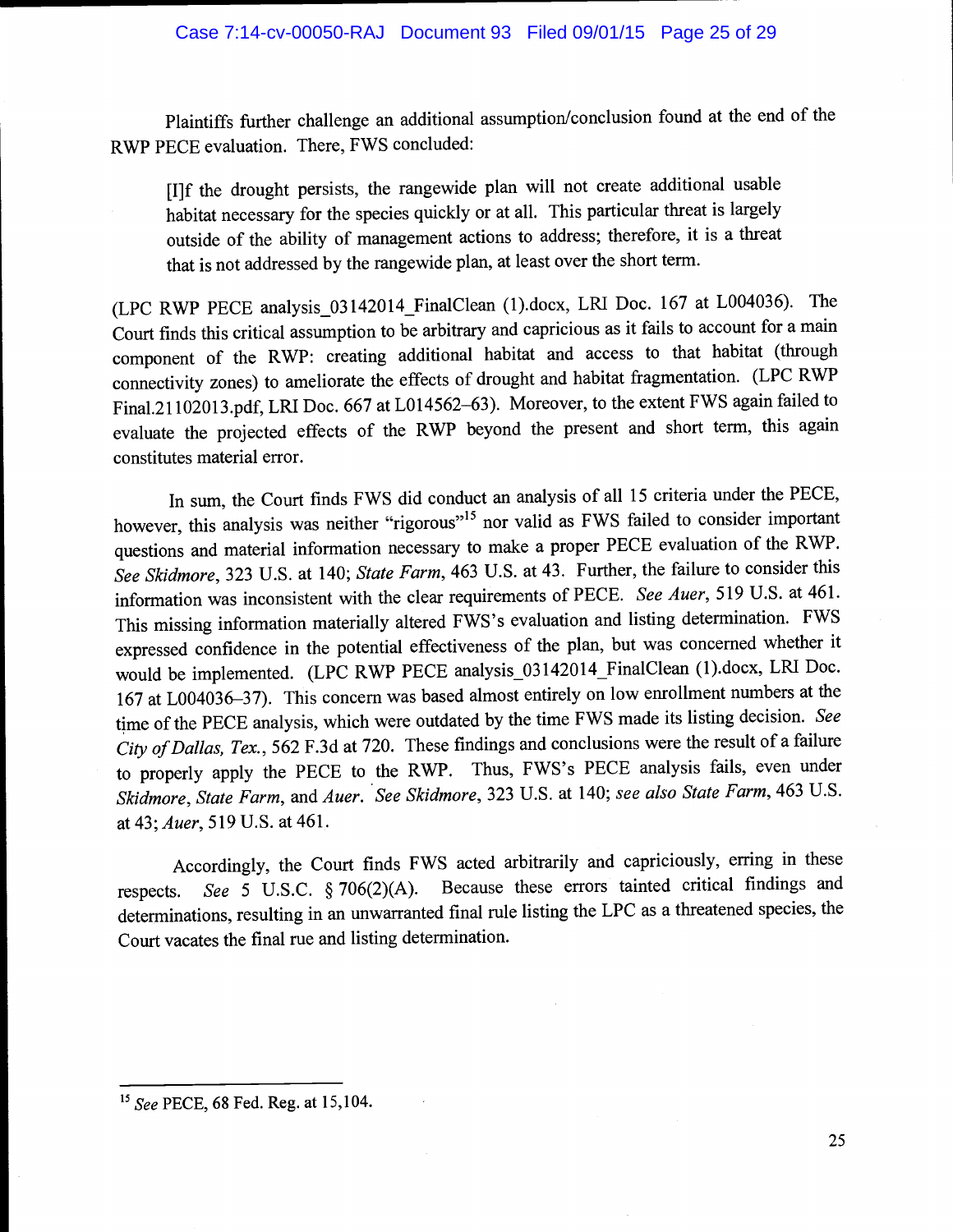Plaintiffs further challenge an additional assumption/conclusion found at the end of the RWP PECE evaluation. There, FWS concluded:

> [I]f the drought persists, the rangewide plan will not create additional usable habitat necessary for the species quickly or at all. This particular threat is largely outside of the ability of management actions to address; therefore, it is a threat that is not addressed by the rangewide plan, at least over the short term.

(LPC RWP PECE analysis_03142014_FinalClean (1).docx, LRI Doc. 167 at L004036). The Court finds this critical assumption to be arbitrary and capricious as it fails to account for a main component of the RWP: creating additional habitat and access to that habitat (through connectivity zones) to ameliorate the effects of drought and habitat fragmentation. (LPC RWP Final.21102013.pdf, LRI Doc. 667 at L014562–63). Moreover, to the extent FWS again failed to evaluate the projected effects of the RWP beyond the present and short term, this again constitutes material error.

In sum, the Court finds FWS did conduct an analysis of all 15 criteria under the PECE, however, this analysis was neither "rigorous"[15] nor valid as FWS failed to consider important questions and material information necessary to make a proper PECE evaluation of the RWP. *See Skidmore*, 323 U.S. at 140; *State Farm*, 463 U.S. at 43. Further, the failure to consider this information was inconsistent with the clear requirements of PECE. *See Auer*, 519 U.S. at 461. This missing information materially altered FWS's evaluation and listing determination. FWS expressed confidence in the potential effectiveness of the plan, but was concerned whether it would be implemented. (LPC RWP PECE analysis_03142014_FinalClean (1).docx, LRI Doc. 167 at L004036–37). This concern was based almost entirely on low enrollment numbers at the time of the PECE analysis, which were outdated by the time FWS made its listing decision. *See City of Dallas, Tex.*, 562 F.3d at 720. These findings and conclusions were the result of a failure to properly apply the PECE to the RWP. Thus, FWS's PECE analysis fails, even under *Skidmore*, *State Farm*, and *Auer*. *See Skidmore*, 323 U.S. at 140; *see also State Farm*, 463 U.S. at 43; *Auer*, 519 U.S. at 461.

Accordingly, the Court finds FWS acted arbitrarily and capriciously, erring in these respects. *See* 5 U.S.C. § 706(2)(A). Because these errors tainted critical findings and determinations, resulting in an unwarranted final rule listing the LPC as a threatened species, the Court vacates the final rue and listing determination.

---

[15] *See* PECE, 68 Fed. Reg. at 15,104.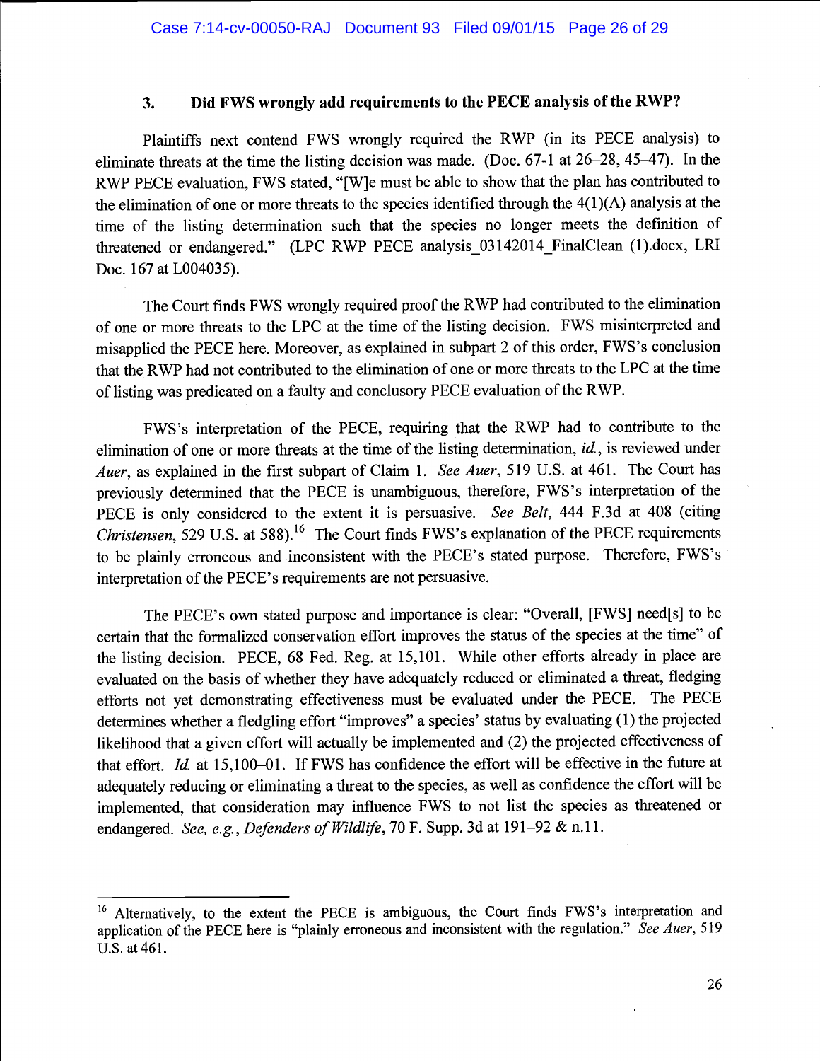### 3. Did FWS wrongly add requirements to the PECE analysis of the RWP?

Plaintiffs next contend FWS wrongly required the RWP (in its PECE analysis) to eliminate threats at the time the listing decision was made. (Doc. 67-1 at 26–28, 45–47). In the RWP PECE evaluation, FWS stated, "[W]e must be able to show that the plan has contributed to the elimination of one or more threats to the species identified through the 4(1)(A) analysis at the time of the listing determination such that the species no longer meets the definition of threatened or endangered." (LPC RWP PECE analysis_03142014_FinalClean (1).docx, LRI Doc. 167 at L004035).

The Court finds FWS wrongly required proof the RWP had contributed to the elimination of one or more threats to the LPC at the time of the listing decision. FWS misinterpreted and misapplied the PECE here. Moreover, as explained in subpart 2 of this order, FWS's conclusion that the RWP had not contributed to the elimination of one or more threats to the LPC at the time of listing was predicated on a faulty and conclusory PECE evaluation of the RWP.

FWS's interpretation of the PECE, requiring that the RWP had to contribute to the elimination of one or more threats at the time of the listing determination, *id.*, is reviewed under *Auer*, as explained in the first subpart of Claim 1. *See Auer*, 519 U.S. at 461. The Court has previously determined that the PECE is unambiguous, therefore, FWS's interpretation of the PECE is only considered to the extent it is persuasive. *See Belt*, 444 F.3d at 408 (citing *Christensen*, 529 U.S. at 588).[16] The Court finds FWS's explanation of the PECE requirements to be plainly erroneous and inconsistent with the PECE's stated purpose. Therefore, FWS's interpretation of the PECE's requirements are not persuasive.

The PECE's own stated purpose and importance is clear: "Overall, [FWS] need[s] to be certain that the formalized conservation effort improves the status of the species at the time" of the listing decision. PECE, 68 Fed. Reg. at 15,101. While other efforts already in place are evaluated on the basis of whether they have adequately reduced or eliminated a threat, fledging efforts not yet demonstrating effectiveness must be evaluated under the PECE. The PECE determines whether a fledgling effort "improves" a species' status by evaluating (1) the projected likelihood that a given effort will actually be implemented and (2) the projected effectiveness of that effort. *Id.* at 15,100–01. If FWS has confidence the effort will be effective in the future at adequately reducing or eliminating a threat to the species, as well as confidence the effort will be implemented, that consideration may influence FWS to not list the species as threatened or endangered. *See, e.g.*, *Defenders of Wildlife*, 70 F. Supp. 3d at 191–92 & n.11.

---

[16] Alternatively, to the extent the PECE is ambiguous, the Court finds FWS's interpretation and application of the PECE here is "plainly erroneous and inconsistent with the regulation." *See Auer*, 519 U.S. at 461.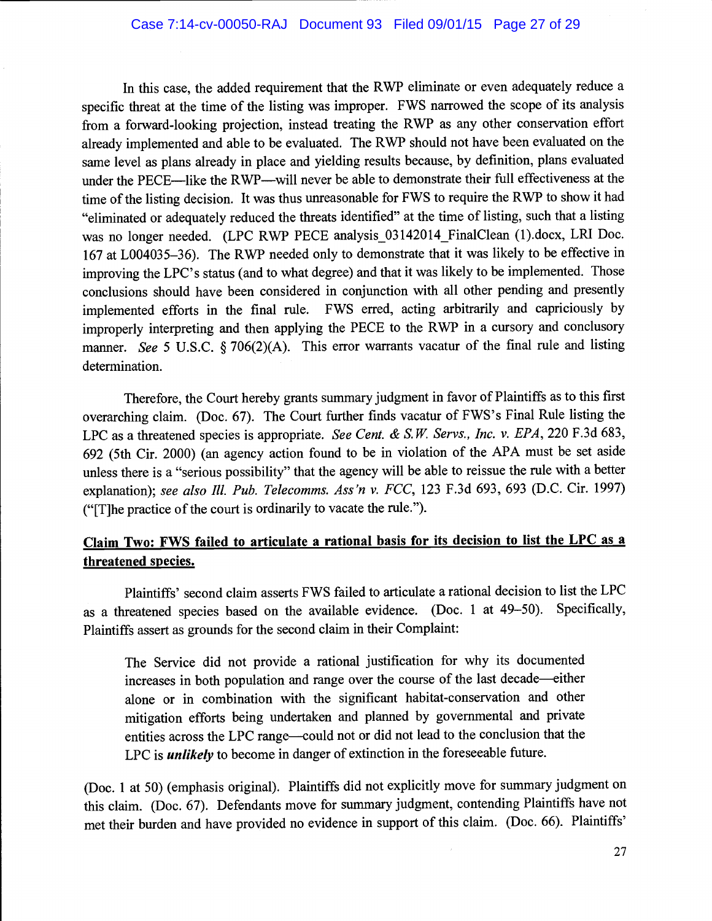In this case, the added requirement that the RWP eliminate or even adequately reduce a specific threat at the time of the listing was improper. FWS narrowed the scope of its analysis from a forward-looking projection, instead treating the RWP as any other conservation effort already implemented and able to be evaluated. The RWP should not have been evaluated on the same level as plans already in place and yielding results because, by definition, plans evaluated under the PECE—like the RWP—will never be able to demonstrate their full effectiveness at the time of the listing decision. It was thus unreasonable for FWS to require the RWP to show it had "eliminated or adequately reduced the threats identified" at the time of listing, such that a listing was no longer needed. (LPC RWP PECE analysis_03142014_FinalClean (1).docx, LRI Doc. 167 at L004035–36). The RWP needed only to demonstrate that it was likely to be effective in improving the LPC's status (and to what degree) and that it was likely to be implemented. Those conclusions should have been considered in conjunction with all other pending and presently implemented efforts in the final rule. FWS erred, acting arbitrarily and capriciously by improperly interpreting and then applying the PECE to the RWP in a cursory and conclusory manner. *See* 5 U.S.C. § 706(2)(A). This error warrants vacatur of the final rule and listing determination.

Therefore, the Court hereby grants summary judgment in favor of Plaintiffs as to this first overarching claim. (Doc. 67). The Court further finds vacatur of FWS's Final Rule listing the LPC as a threatened species is appropriate. *See Cent. & S.W. Servs., Inc. v. EPA*, 220 F.3d 683, 692 (5th Cir. 2000) (an agency action found to be in violation of the APA must be set aside unless there is a "serious possibility" that the agency will be able to reissue the rule with a better explanation); *see also Ill. Pub. Telecomms. Ass'n v. FCC*, 123 F.3d 693, 693 (D.C. Cir. 1997) ("[T]he practice of the court is ordinarily to vacate the rule.").

**Claim Two: FWS failed to articulate a rational basis for its decision to list the LPC as a threatened species.**

Plaintiffs' second claim asserts FWS failed to articulate a rational decision to list the LPC as a threatened species based on the available evidence. (Doc. 1 at 49–50). Specifically, Plaintiffs assert as grounds for the second claim in their Complaint:

> The Service did not provide a rational justification for why its documented increases in both population and range over the course of the last decade—either alone or in combination with the significant habitat-conservation and other mitigation efforts being undertaken and planned by governmental and private entities across the LPC range—could not or did not lead to the conclusion that the LPC is ***unlikely*** to become in danger of extinction in the foreseeable future.

(Doc. 1 at 50) (emphasis original). Plaintiffs did not explicitly move for summary judgment on this claim. (Doc. 67). Defendants move for summary judgment, contending Plaintiffs have not met their burden and have provided no evidence in support of this claim. (Doc. 66). Plaintiffs'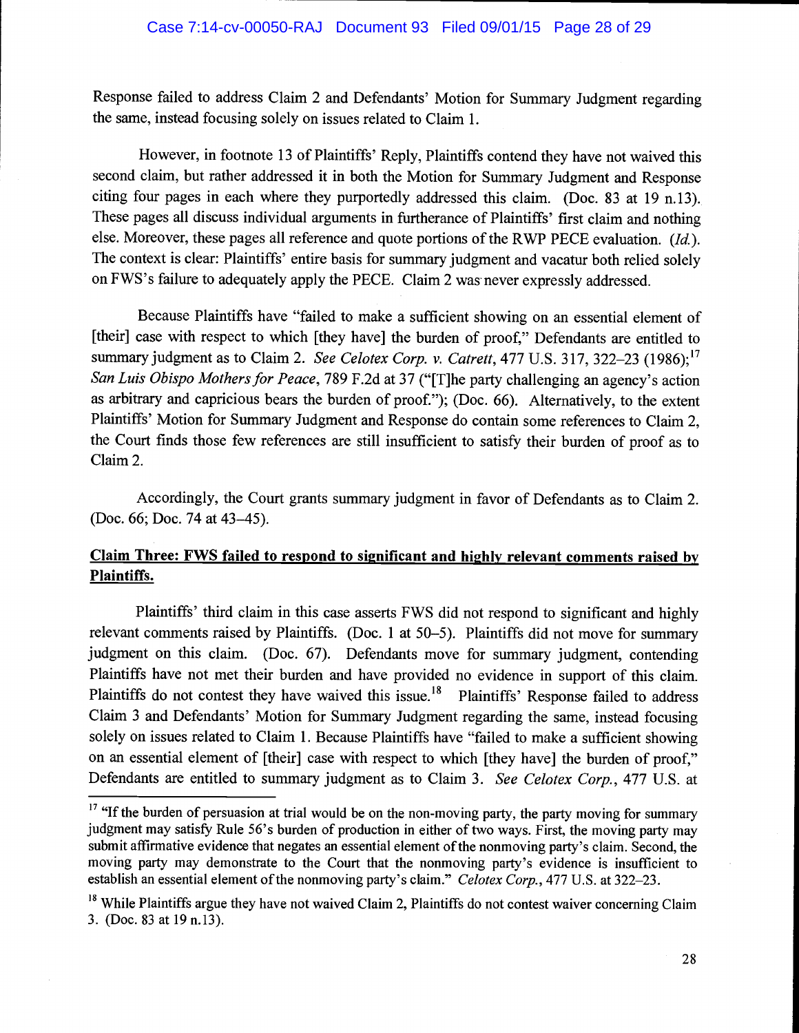Response failed to address Claim 2 and Defendants' Motion for Summary Judgment regarding the same, instead focusing solely on issues related to Claim 1.

However, in footnote 13 of Plaintiffs' Reply, Plaintiffs contend they have not waived this second claim, but rather addressed it in both the Motion for Summary Judgment and Response citing four pages in each where they purportedly addressed this claim. (Doc. 83 at 19 n.13). These pages all discuss individual arguments in furtherance of Plaintiffs' first claim and nothing else. Moreover, these pages all reference and quote portions of the RWP PECE evaluation. (*Id.*). The context is clear: Plaintiffs' entire basis for summary judgment and vacatur both relied solely on FWS's failure to adequately apply the PECE. Claim 2 was never expressly addressed.

Because Plaintiffs have "failed to make a sufficient showing on an essential element of [their] case with respect to which [they have] the burden of proof," Defendants are entitled to summary judgment as to Claim 2. *See Celotex Corp. v. Catrett*, 477 U.S. 317, 322–23 (1986);[17] *San Luis Obispo Mothers for Peace*, 789 F.2d at 37 ("[T]he party challenging an agency's action as arbitrary and capricious bears the burden of proof."); (Doc. 66). Alternatively, to the extent Plaintiffs' Motion for Summary Judgment and Response do contain some references to Claim 2, the Court finds those few references are still insufficient to satisfy their burden of proof as to Claim 2.

Accordingly, the Court grants summary judgment in favor of Defendants as to Claim 2. (Doc. 66; Doc. 74 at 43–45).

**<u>Claim Three: FWS failed to respond to significant and highly relevant comments raised by Plaintiffs.</u>**

Plaintiffs' third claim in this case asserts FWS did not respond to significant and highly relevant comments raised by Plaintiffs. (Doc. 1 at 50–5). Plaintiffs did not move for summary judgment on this claim. (Doc. 67). Defendants move for summary judgment, contending Plaintiffs have not met their burden and have provided no evidence in support of this claim. Plaintiffs do not contest they have waived this issue.[18] Plaintiffs' Response failed to address Claim 3 and Defendants' Motion for Summary Judgment regarding the same, instead focusing solely on issues related to Claim 1. Because Plaintiffs have "failed to make a sufficient showing on an essential element of [their] case with respect to which [they have] the burden of proof," Defendants are entitled to summary judgment as to Claim 3. *See Celotex Corp.*, 477 U.S. at

---

[17] "If the burden of persuasion at trial would be on the non-moving party, the party moving for summary judgment may satisfy Rule 56's burden of production in either of two ways. First, the moving party may submit affirmative evidence that negates an essential element of the nonmoving party's claim. Second, the moving party may demonstrate to the Court that the nonmoving party's evidence is insufficient to establish an essential element of the nonmoving party's claim." *Celotex Corp.*, 477 U.S. at 322–23.

[18] While Plaintiffs argue they have not waived Claim 2, Plaintiffs do not contest waiver concerning Claim 3. (Doc. 83 at 19 n.13).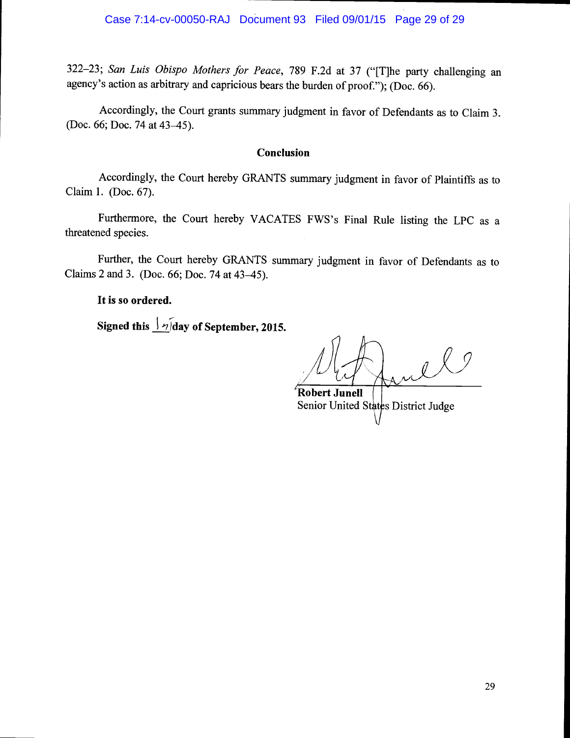322–23; *San Luis Obispo Mothers for Peace*, 789 F.2d at 37 ("[T]he party challenging an agency's action as arbitrary and capricious bears the burden of proof."); (Doc. 66).

Accordingly, the Court grants summary judgment in favor of Defendants as to Claim 3. (Doc. 66; Doc. 74 at 43–45).

## Conclusion

Accordingly, the Court hereby GRANTS summary judgment in favor of Plaintiffs as to Claim 1. (Doc. 67).

Furthermore, the Court hereby VACATES FWS's Final Rule listing the LPC as a threatened species.

Further, the Court hereby GRANTS summary judgment in favor of Defendants as to Claims 2 and 3. (Doc. 66; Doc. 74 at 43–45).

**It is so ordered.**

**Signed this 1st day of September, 2015.**

Robert Junell
Senior United States District Judge